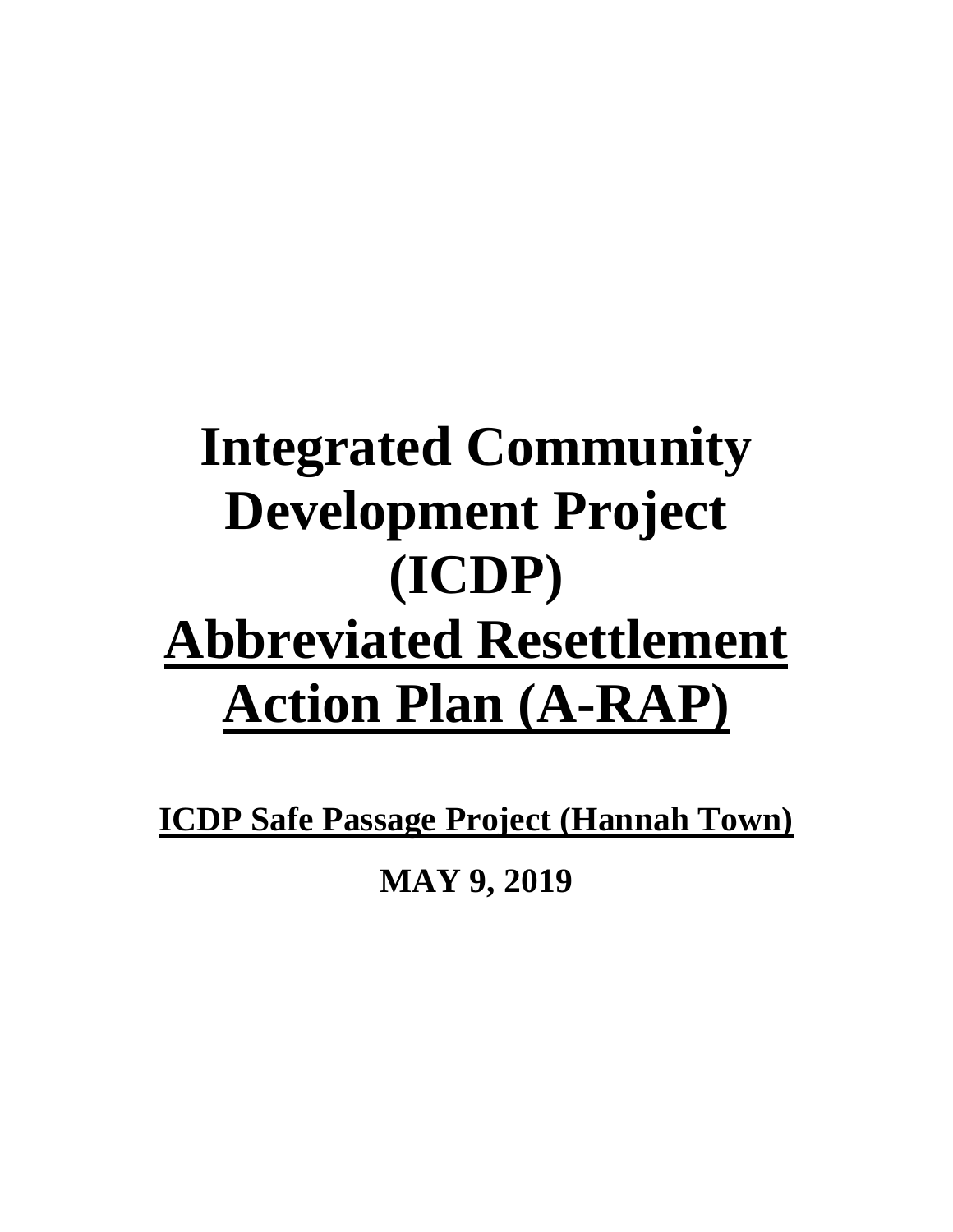# Integrated Community Development Project (ICDP)

# Abbreviated Resettlement Action Plan (A-RAP)

**ICDP Safe Passage Project (Hannah Town)**

**MAY 9, 2019**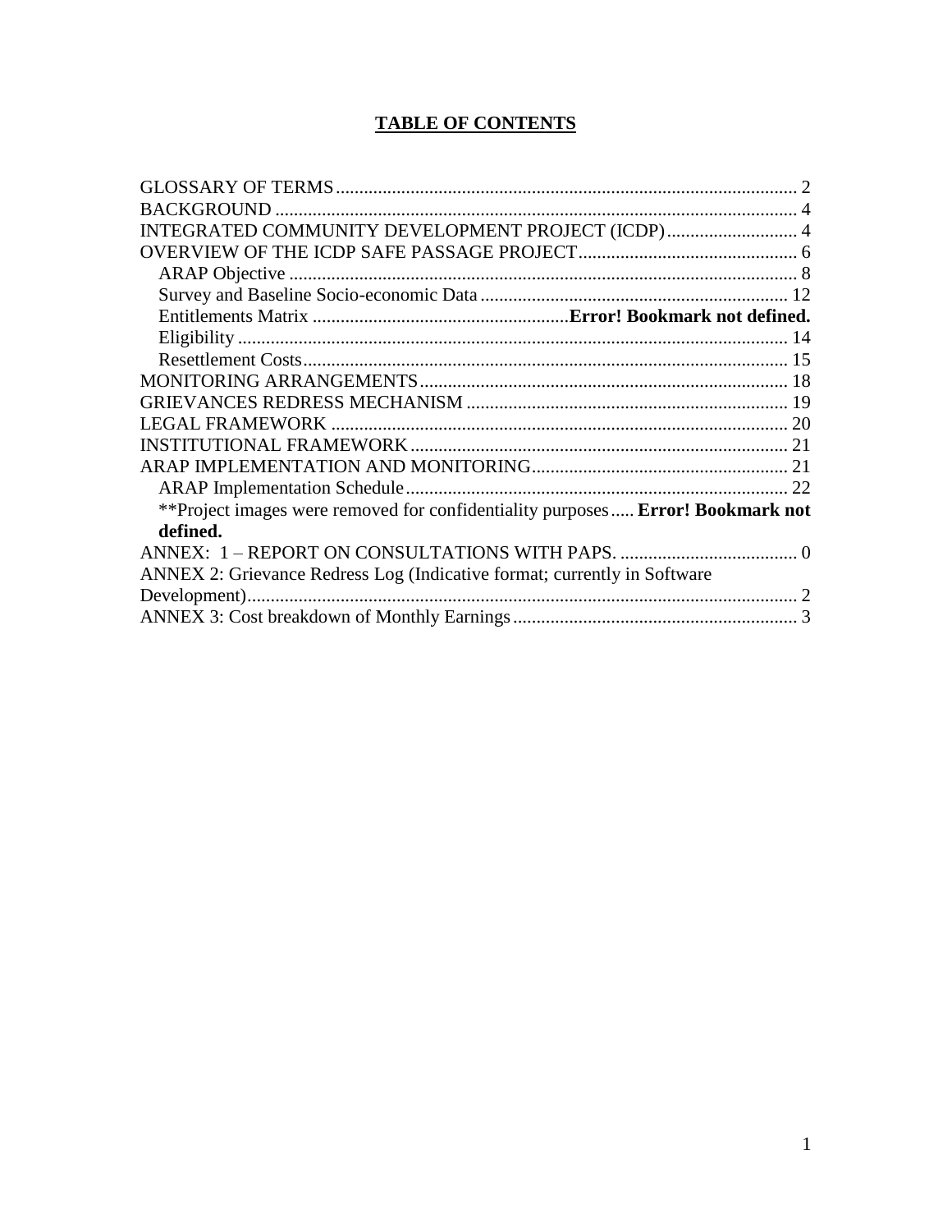# TABLE OF CONTENTS

GLOSSARY OF TERMS .......... 2
BACKGROUND .......... 4
INTEGRATED COMMUNITY DEVELOPMENT PROJECT (ICDP) .......... 4
OVERVIEW OF THE ICDP SAFE PASSAGE PROJECT .......... 6
- ARAP Objective .......... 8
- Survey and Baseline Socio-economic Data .......... 12
- Entitlements Matrix .......... **Error! Bookmark not defined.**
- Eligibility .......... 14
- Resettlement Costs .......... 15

MONITORING ARRANGEMENTS .......... 18
GRIEVANCES REDRESS MECHANISM .......... 19
LEGAL FRAMEWORK .......... 20
INSTITUTIONAL FRAMEWORK .......... 21
ARAP IMPLEMENTATION AND MONITORING .......... 21
- ARAP Implementation Schedule .......... 22
- **Project images were removed for confidentiality purposes .......... **Error! Bookmark not defined.**

ANNEX: 1 – REPORT ON CONSULTATIONS WITH PAPS. .......... 0
ANNEX 2: Grievance Redress Log (Indicative format; currently in Software Development) .......... 2
ANNEX 3: Cost breakdown of Monthly Earnings .......... 3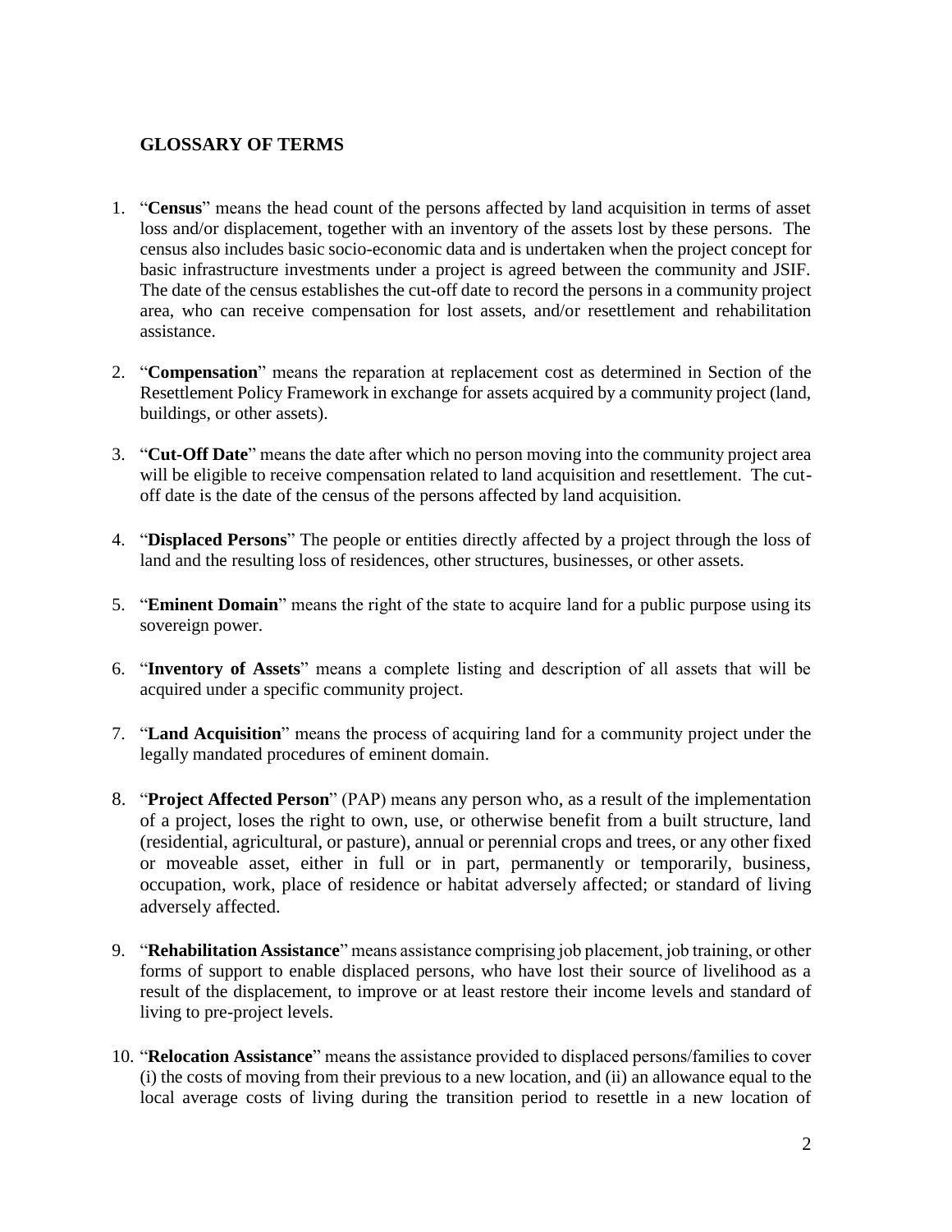## GLOSSARY OF TERMS

1. "**Census**" means the head count of the persons affected by land acquisition in terms of asset loss and/or displacement, together with an inventory of the assets lost by these persons. The census also includes basic socio-economic data and is undertaken when the project concept for basic infrastructure investments under a project is agreed between the community and JSIF. The date of the census establishes the cut-off date to record the persons in a community project area, who can receive compensation for lost assets, and/or resettlement and rehabilitation assistance.

2. "**Compensation**" means the reparation at replacement cost as determined in Section of the Resettlement Policy Framework in exchange for assets acquired by a community project (land, buildings, or other assets).

3. "**Cut-Off Date**" means the date after which no person moving into the community project area will be eligible to receive compensation related to land acquisition and resettlement. The cut-off date is the date of the census of the persons affected by land acquisition.

4. "**Displaced Persons**" The people or entities directly affected by a project through the loss of land and the resulting loss of residences, other structures, businesses, or other assets.

5. "**Eminent Domain**" means the right of the state to acquire land for a public purpose using its sovereign power.

6. "**Inventory of Assets**" means a complete listing and description of all assets that will be acquired under a specific community project.

7. "**Land Acquisition**" means the process of acquiring land for a community project under the legally mandated procedures of eminent domain.

8. "**Project Affected Person**" (PAP) means any person who, as a result of the implementation of a project, loses the right to own, use, or otherwise benefit from a built structure, land (residential, agricultural, or pasture), annual or perennial crops and trees, or any other fixed or moveable asset, either in full or in part, permanently or temporarily, business, occupation, work, place of residence or habitat adversely affected; or standard of living adversely affected.

9. "**Rehabilitation Assistance**" means assistance comprising job placement, job training, or other forms of support to enable displaced persons, who have lost their source of livelihood as a result of the displacement, to improve or at least restore their income levels and standard of living to pre-project levels.

10. "**Relocation Assistance**" means the assistance provided to displaced persons/families to cover (i) the costs of moving from their previous to a new location, and (ii) an allowance equal to the local average costs of living during the transition period to resettle in a new location of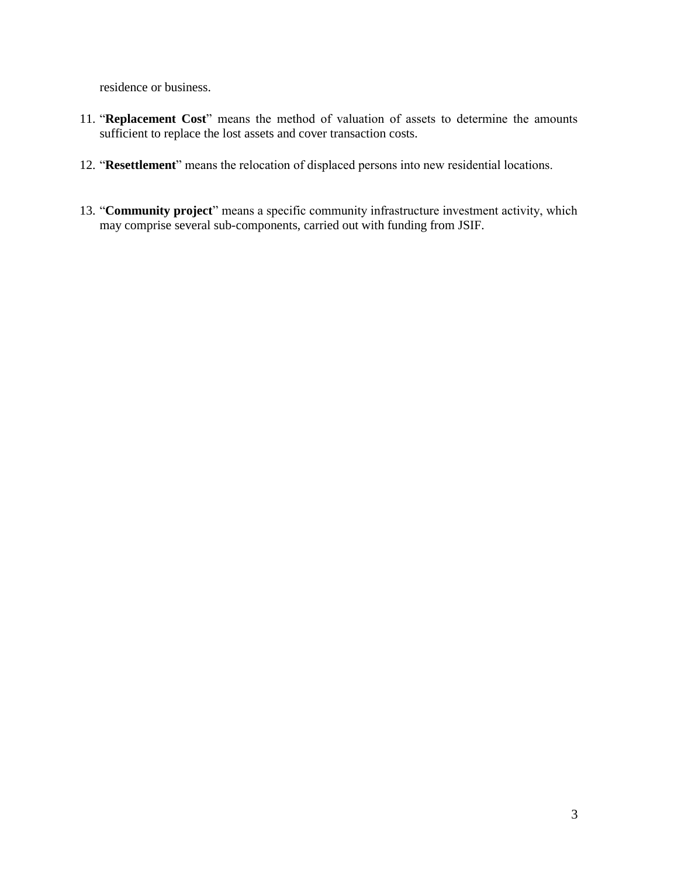residence or business.

11. "**Replacement Cost**" means the method of valuation of assets to determine the amounts sufficient to replace the lost assets and cover transaction costs.

12. "**Resettlement**" means the relocation of displaced persons into new residential locations.

13. "**Community project**" means a specific community infrastructure investment activity, which may comprise several sub-components, carried out with funding from JSIF.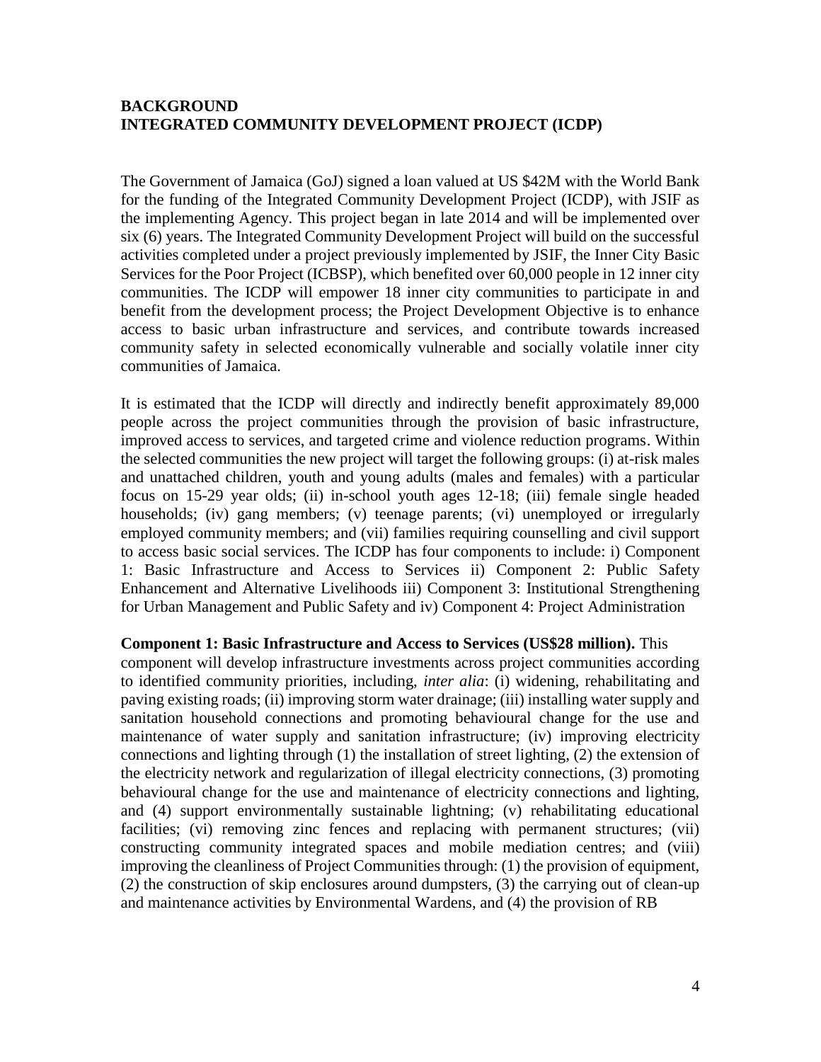**BACKGROUND**
**INTEGRATED COMMUNITY DEVELOPMENT PROJECT (ICDP)**

The Government of Jamaica (GoJ) signed a loan valued at US $42M with the World Bank for the funding of the Integrated Community Development Project (ICDP), with JSIF as the implementing Agency. This project began in late 2014 and will be implemented over six (6) years. The Integrated Community Development Project will build on the successful activities completed under a project previously implemented by JSIF, the Inner City Basic Services for the Poor Project (ICBSP), which benefited over 60,000 people in 12 inner city communities. The ICDP will empower 18 inner city communities to participate in and benefit from the development process; the Project Development Objective is to enhance access to basic urban infrastructure and services, and contribute towards increased community safety in selected economically vulnerable and socially volatile inner city communities of Jamaica.

It is estimated that the ICDP will directly and indirectly benefit approximately 89,000 people across the project communities through the provision of basic infrastructure, improved access to services, and targeted crime and violence reduction programs. Within the selected communities the new project will target the following groups: (i) at-risk males and unattached children, youth and young adults (males and females) with a particular focus on 15-29 year olds; (ii) in-school youth ages 12-18; (iii) female single headed households; (iv) gang members; (v) teenage parents; (vi) unemployed or irregularly employed community members; and (vii) families requiring counselling and civil support to access basic social services. The ICDP has four components to include: i) Component 1: Basic Infrastructure and Access to Services ii) Component 2: Public Safety Enhancement and Alternative Livelihoods iii) Component 3: Institutional Strengthening for Urban Management and Public Safety and iv) Component 4: Project Administration

**Component 1: Basic Infrastructure and Access to Services (US$28 million).** This component will develop infrastructure investments across project communities according to identified community priorities, including, *inter alia*: (i) widening, rehabilitating and paving existing roads; (ii) improving storm water drainage; (iii) installing water supply and sanitation household connections and promoting behavioural change for the use and maintenance of water supply and sanitation infrastructure; (iv) improving electricity connections and lighting through (1) the installation of street lighting, (2) the extension of the electricity network and regularization of illegal electricity connections, (3) promoting behavioural change for the use and maintenance of electricity connections and lighting, and (4) support environmentally sustainable lightning; (v) rehabilitating educational facilities; (vi) removing zinc fences and replacing with permanent structures; (vii) constructing community integrated spaces and mobile mediation centres; and (viii) improving the cleanliness of Project Communities through: (1) the provision of equipment, (2) the construction of skip enclosures around dumpsters, (3) the carrying out of clean-up and maintenance activities by Environmental Wardens, and (4) the provision of RB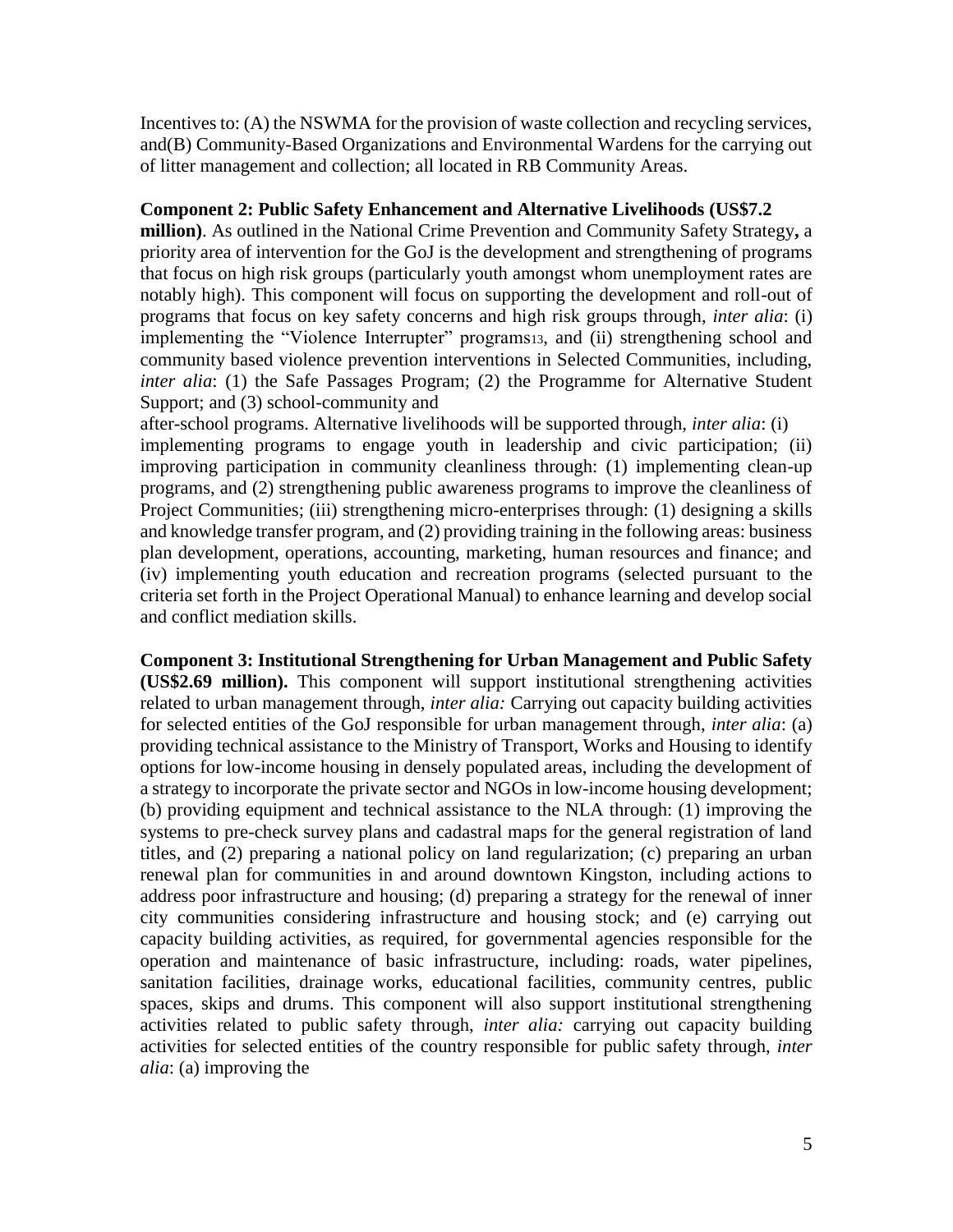Incentives to: (A) the NSWMA for the provision of waste collection and recycling services, and(B) Community-Based Organizations and Environmental Wardens for the carrying out of litter management and collection; all located in RB Community Areas.

**Component 2: Public Safety Enhancement and Alternative Livelihoods (US$7.2 million)**. As outlined in the National Crime Prevention and Community Safety Strategy**,** a priority area of intervention for the GoJ is the development and strengthening of programs that focus on high risk groups (particularly youth amongst whom unemployment rates are notably high). This component will focus on supporting the development and roll-out of programs that focus on key safety concerns and high risk groups through, *inter alia*: (i) implementing the "Violence Interrupter" programs[13], and (ii) strengthening school and community based violence prevention interventions in Selected Communities, including, *inter alia*: (1) the Safe Passages Program; (2) the Programme for Alternative Student Support; and (3) school-community and after-school programs. Alternative livelihoods will be supported through, *inter alia*: (i) implementing programs to engage youth in leadership and civic participation; (ii) improving participation in community cleanliness through: (1) implementing clean-up programs, and (2) strengthening public awareness programs to improve the cleanliness of Project Communities; (iii) strengthening micro-enterprises through: (1) designing a skills and knowledge transfer program, and (2) providing training in the following areas: business plan development, operations, accounting, marketing, human resources and finance; and (iv) implementing youth education and recreation programs (selected pursuant to the criteria set forth in the Project Operational Manual) to enhance learning and develop social and conflict mediation skills.

**Component 3: Institutional Strengthening for Urban Management and Public Safety (US$2.69 million).** This component will support institutional strengthening activities related to urban management through, *inter alia:* Carrying out capacity building activities for selected entities of the GoJ responsible for urban management through, *inter alia*: (a) providing technical assistance to the Ministry of Transport, Works and Housing to identify options for low-income housing in densely populated areas, including the development of a strategy to incorporate the private sector and NGOs in low-income housing development; (b) providing equipment and technical assistance to the NLA through: (1) improving the systems to pre-check survey plans and cadastral maps for the general registration of land titles, and (2) preparing a national policy on land regularization; (c) preparing an urban renewal plan for communities in and around downtown Kingston, including actions to address poor infrastructure and housing; (d) preparing a strategy for the renewal of inner city communities considering infrastructure and housing stock; and (e) carrying out capacity building activities, as required, for governmental agencies responsible for the operation and maintenance of basic infrastructure, including: roads, water pipelines, sanitation facilities, drainage works, educational facilities, community centres, public spaces, skips and drums. This component will also support institutional strengthening activities related to public safety through, *inter alia:* carrying out capacity building activities for selected entities of the country responsible for public safety through, *inter alia*: (a) improving the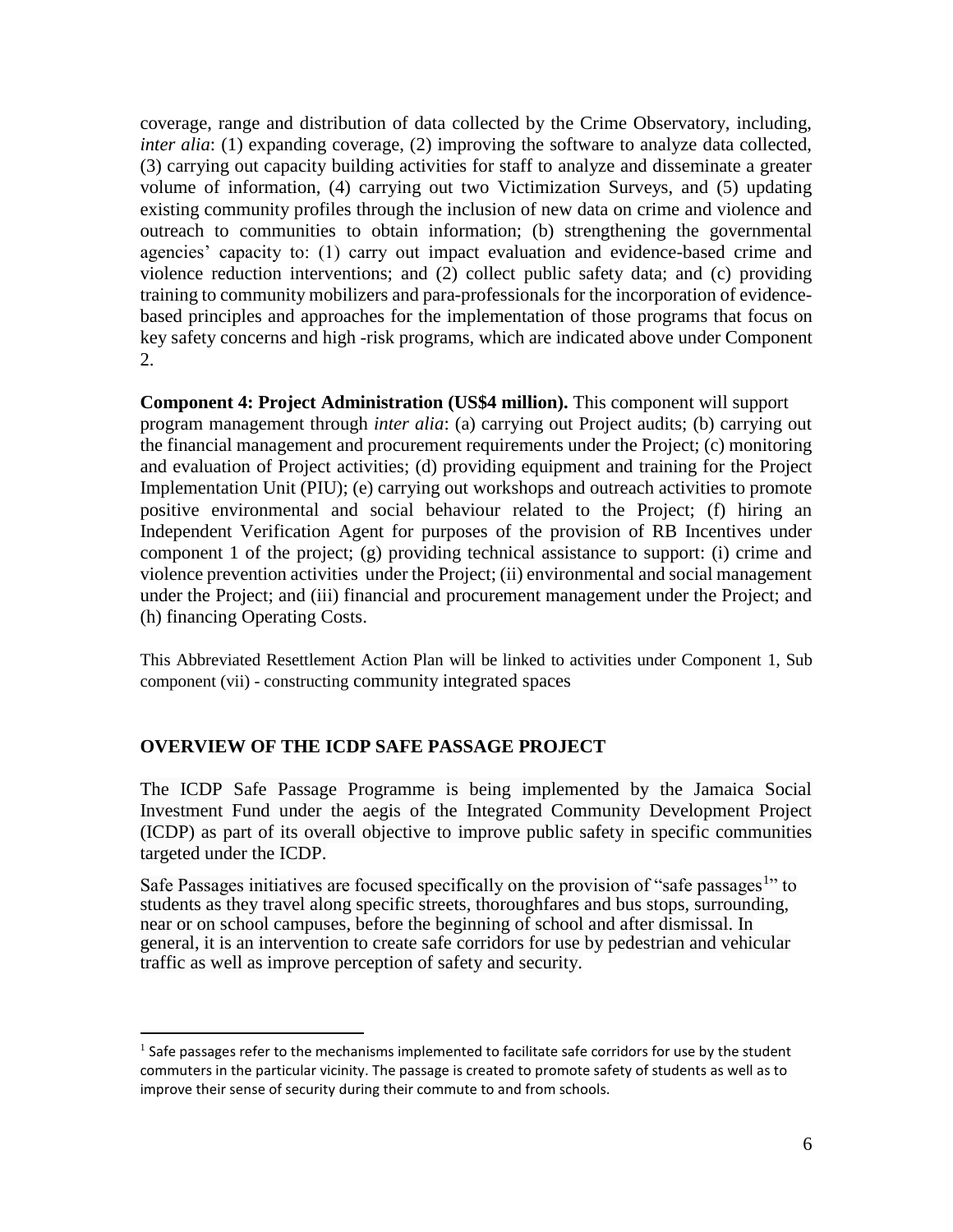coverage, range and distribution of data collected by the Crime Observatory, including, *inter alia*: (1) expanding coverage, (2) improving the software to analyze data collected, (3) carrying out capacity building activities for staff to analyze and disseminate a greater volume of information, (4) carrying out two Victimization Surveys, and (5) updating existing community profiles through the inclusion of new data on crime and violence and outreach to communities to obtain information; (b) strengthening the governmental agencies' capacity to: (1) carry out impact evaluation and evidence-based crime and violence reduction interventions; and (2) collect public safety data; and (c) providing training to community mobilizers and para-professionals for the incorporation of evidence-based principles and approaches for the implementation of those programs that focus on key safety concerns and high -risk programs, which are indicated above under Component 2.

**Component 4: Project Administration (US$4 million).** This component will support program management through *inter alia*: (a) carrying out Project audits; (b) carrying out the financial management and procurement requirements under the Project; (c) monitoring and evaluation of Project activities; (d) providing equipment and training for the Project Implementation Unit (PIU); (e) carrying out workshops and outreach activities to promote positive environmental and social behaviour related to the Project; (f) hiring an Independent Verification Agent for purposes of the provision of RB Incentives under component 1 of the project; (g) providing technical assistance to support: (i) crime and violence prevention activities under the Project; (ii) environmental and social management under the Project; and (iii) financial and procurement management under the Project; and (h) financing Operating Costs.

This Abbreviated Resettlement Action Plan will be linked to activities under Component 1, Sub component (vii) - constructing community integrated spaces

## OVERVIEW OF THE ICDP SAFE PASSAGE PROJECT

The ICDP Safe Passage Programme is being implemented by the Jamaica Social Investment Fund under the aegis of the Integrated Community Development Project (ICDP) as part of its overall objective to improve public safety in specific communities targeted under the ICDP.

Safe Passages initiatives are focused specifically on the provision of "safe passages[1]" to students as they travel along specific streets, thoroughfares and bus stops, surrounding, near or on school campuses, before the beginning of school and after dismissal. In general, it is an intervention to create safe corridors for use by pedestrian and vehicular traffic as well as improve perception of safety and security.

[1] Safe passages refer to the mechanisms implemented to facilitate safe corridors for use by the student commuters in the particular vicinity. The passage is created to promote safety of students as well as to improve their sense of security during their commute to and from schools.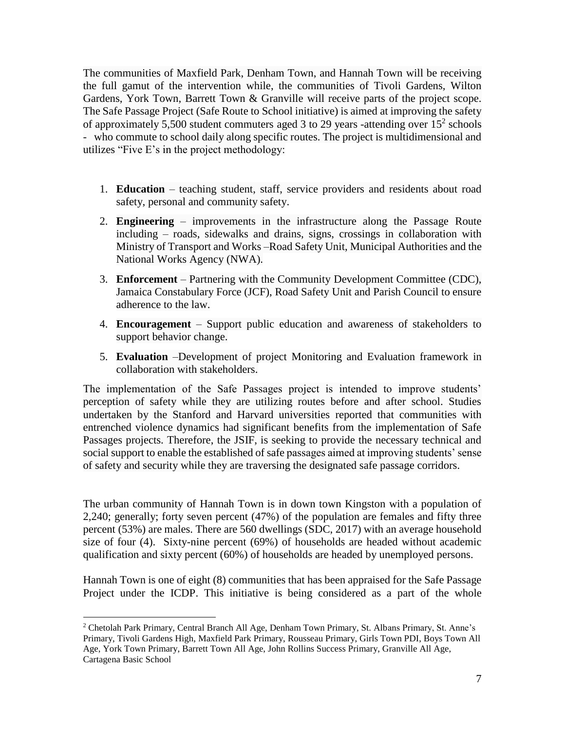The communities of Maxfield Park, Denham Town, and Hannah Town will be receiving the full gamut of the intervention while, the communities of Tivoli Gardens, Wilton Gardens, York Town, Barrett Town & Granville will receive parts of the project scope. The Safe Passage Project (Safe Route to School initiative) is aimed at improving the safety of approximately 5,500 student commuters aged 3 to 29 years -attending over 15[2] schools - who commute to school daily along specific routes. The project is multidimensional and utilizes "Five E's in the project methodology:

1. **Education** – teaching student, staff, service providers and residents about road safety, personal and community safety.
2. **Engineering** – improvements in the infrastructure along the Passage Route including – roads, sidewalks and drains, signs, crossings in collaboration with Ministry of Transport and Works –Road Safety Unit, Municipal Authorities and the National Works Agency (NWA).
3. **Enforcement** – Partnering with the Community Development Committee (CDC), Jamaica Constabulary Force (JCF), Road Safety Unit and Parish Council to ensure adherence to the law.
4. **Encouragement** – Support public education and awareness of stakeholders to support behavior change.
5. **Evaluation** –Development of project Monitoring and Evaluation framework in collaboration with stakeholders.

The implementation of the Safe Passages project is intended to improve students' perception of safety while they are utilizing routes before and after school. Studies undertaken by the Stanford and Harvard universities reported that communities with entrenched violence dynamics had significant benefits from the implementation of Safe Passages projects. Therefore, the JSIF, is seeking to provide the necessary technical and social support to enable the established of safe passages aimed at improving students' sense of safety and security while they are traversing the designated safe passage corridors.

The urban community of Hannah Town is in down town Kingston with a population of 2,240; generally; forty seven percent (47%) of the population are females and fifty three percent (53%) are males. There are 560 dwellings (SDC, 2017) with an average household size of four (4). Sixty-nine percent (69%) of households are headed without academic qualification and sixty percent (60%) of households are headed by unemployed persons.

Hannah Town is one of eight (8) communities that has been appraised for the Safe Passage Project under the ICDP. This initiative is being considered as a part of the whole

---

[2] Chetolah Park Primary, Central Branch All Age, Denham Town Primary, St. Albans Primary, St. Anne's Primary, Tivoli Gardens High, Maxfield Park Primary, Rousseau Primary, Girls Town PDI, Boys Town All Age, York Town Primary, Barrett Town All Age, John Rollins Success Primary, Granville All Age, Cartagena Basic School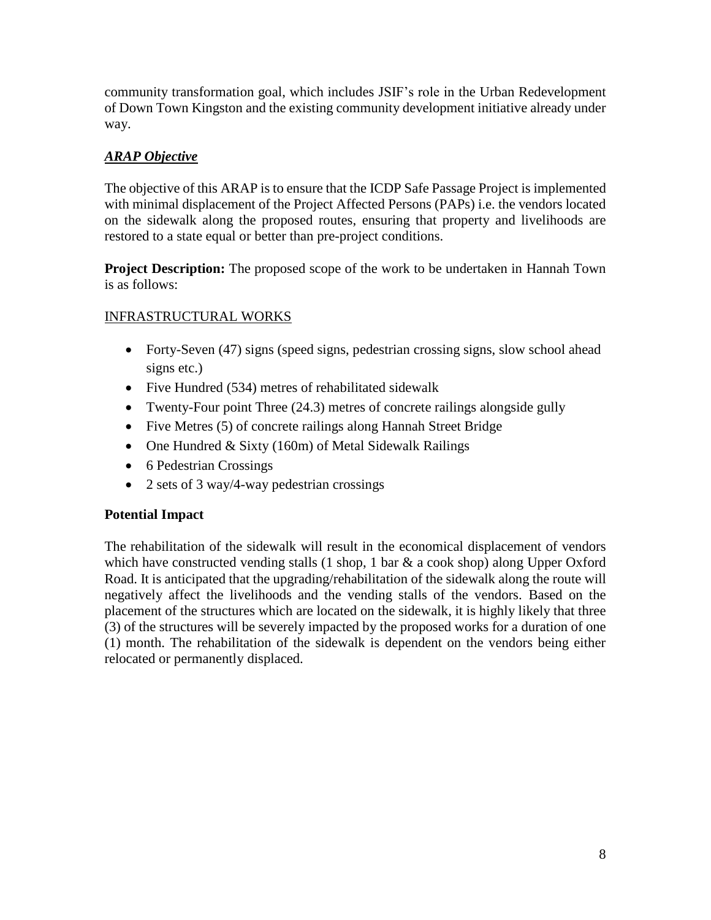community transformation goal, which includes JSIF's role in the Urban Redevelopment of Down Town Kingston and the existing community development initiative already under way.

***ARAP Objective***

The objective of this ARAP is to ensure that the ICDP Safe Passage Project is implemented with minimal displacement of the Project Affected Persons (PAPs) i.e. the vendors located on the sidewalk along the proposed routes, ensuring that property and livelihoods are restored to a state equal or better than pre-project conditions.

**Project Description:** The proposed scope of the work to be undertaken in Hannah Town is as follows:

INFRASTRUCTURAL WORKS

- Forty-Seven (47) signs (speed signs, pedestrian crossing signs, slow school ahead signs etc.)
- Five Hundred (534) metres of rehabilitated sidewalk
- Twenty-Four point Three (24.3) metres of concrete railings alongside gully
- Five Metres (5) of concrete railings along Hannah Street Bridge
- One Hundred & Sixty (160m) of Metal Sidewalk Railings
- 6 Pedestrian Crossings
- 2 sets of 3 way/4-way pedestrian crossings

**Potential Impact**

The rehabilitation of the sidewalk will result in the economical displacement of vendors which have constructed vending stalls (1 shop, 1 bar & a cook shop) along Upper Oxford Road. It is anticipated that the upgrading/rehabilitation of the sidewalk along the route will negatively affect the livelihoods and the vending stalls of the vendors. Based on the placement of the structures which are located on the sidewalk, it is highly likely that three (3) of the structures will be severely impacted by the proposed works for a duration of one (1) month. The rehabilitation of the sidewalk is dependent on the vendors being either relocated or permanently displaced.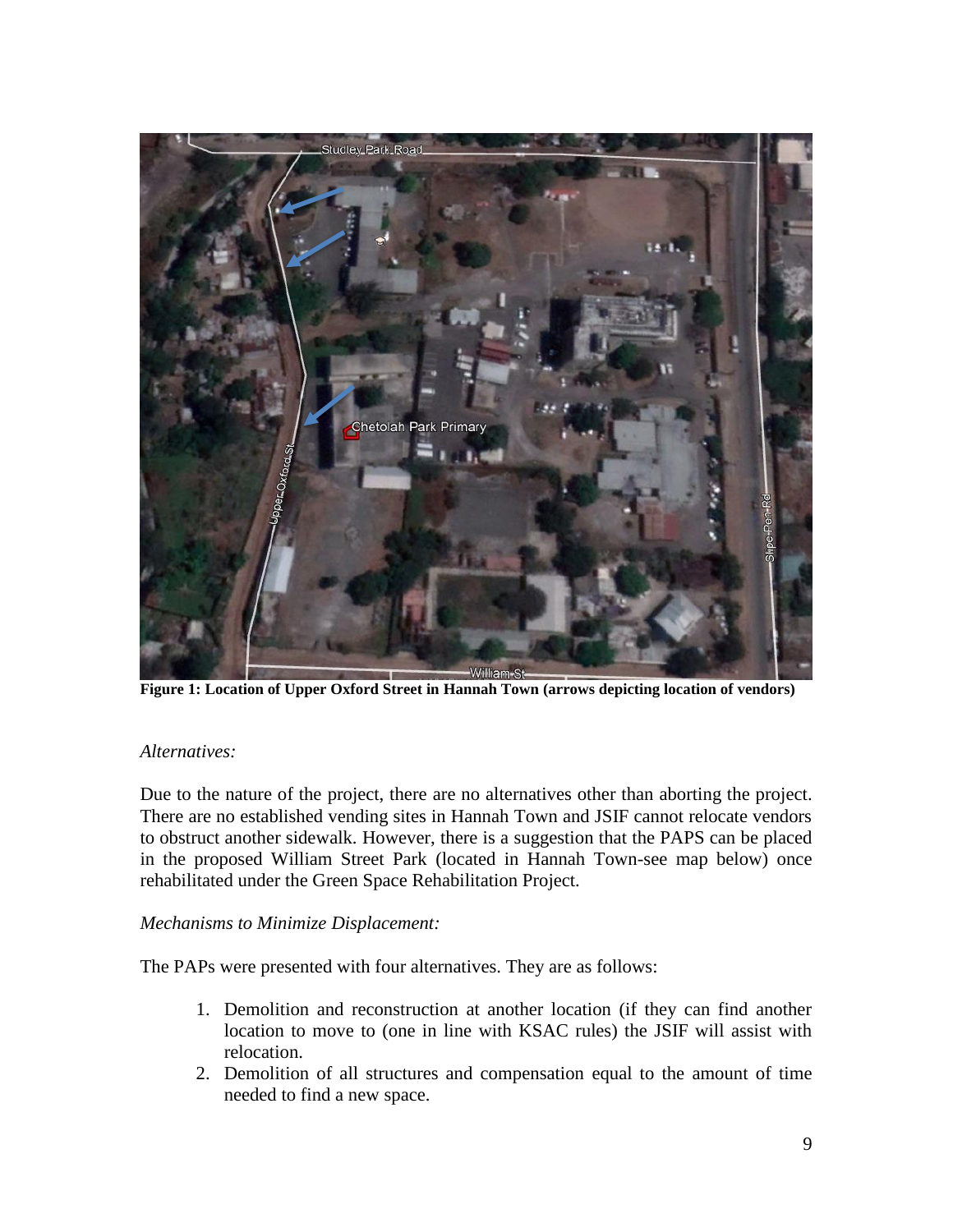**Figure 1: Location of Upper Oxford Street in Hannah Town (arrows depicting location of vendors)**

*Alternatives:*

Due to the nature of the project, there are no alternatives other than aborting the project. There are no established vending sites in Hannah Town and JSIF cannot relocate vendors to obstruct another sidewalk. However, there is a suggestion that the PAPS can be placed in the proposed William Street Park (located in Hannah Town-see map below) once rehabilitated under the Green Space Rehabilitation Project.

*Mechanisms to Minimize Displacement:*

The PAPs were presented with four alternatives. They are as follows:

1. Demolition and reconstruction at another location (if they can find another location to move to (one in line with KSAC rules) the JSIF will assist with relocation.
2. Demolition of all structures and compensation equal to the amount of time needed to find a new space.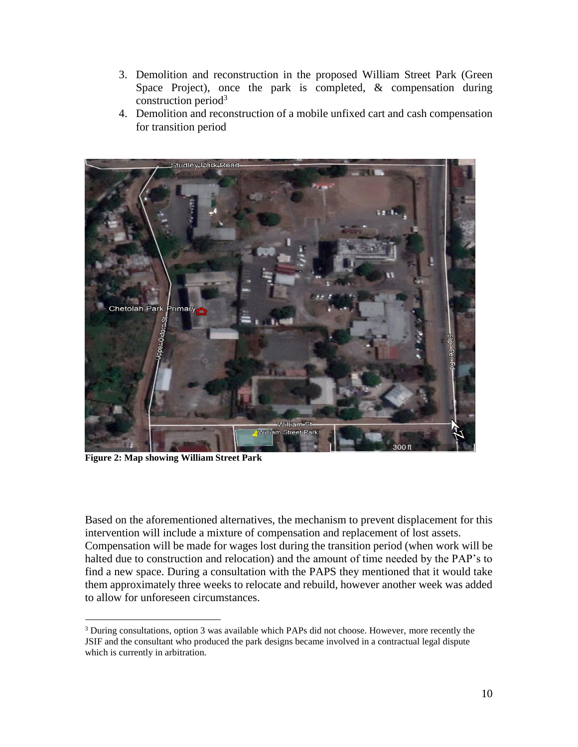3. Demolition and reconstruction in the proposed William Street Park (Green Space Project), once the park is completed, & compensation during construction period[3]
4. Demolition and reconstruction of a mobile unfixed cart and cash compensation for transition period

**Figure 2: Map showing William Street Park**

Based on the aforementioned alternatives, the mechanism to prevent displacement for this intervention will include a mixture of compensation and replacement of lost assets. Compensation will be made for wages lost during the transition period (when work will be halted due to construction and relocation) and the amount of time needed by the PAP's to find a new space. During a consultation with the PAPS they mentioned that it would take them approximately three weeks to relocate and rebuild, however another week was added to allow for unforeseen circumstances.

[3] During consultations, option 3 was available which PAPs did not choose. However, more recently the JSIF and the consultant who produced the park designs became involved in a contractual legal dispute which is currently in arbitration.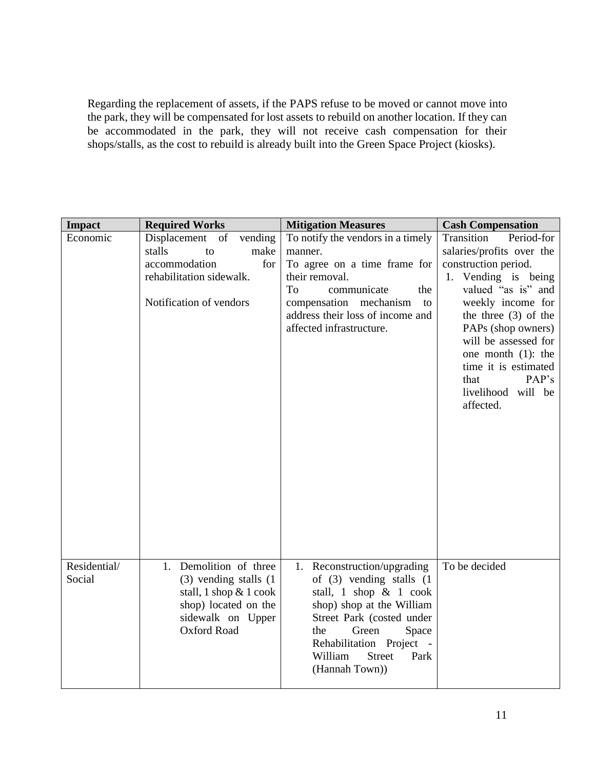Regarding the replacement of assets, if the PAPS refuse to be moved or cannot move into the park, they will be compensated for lost assets to rebuild on another location. If they can be accommodated in the park, they will not receive cash compensation for their shops/stalls, as the cost to rebuild is already built into the Green Space Project (kiosks).

| Impact | Required Works | Mitigation Measures | Cash Compensation |
|---|---|---|---|
| Economic | Displacement of vending stalls to make accommodation for rehabilitation sidewalk.<br><br>Notification of vendors | To notify the vendors in a timely manner.<br>To agree on a time frame for their removal.<br>To communicate the compensation mechanism to address their loss of income and affected infrastructure. | Transition Period-for salaries/profits over the construction period.<br>1. Vending is being valued "as is" and weekly income for the three (3) of the PAPs (shop owners) will be assessed for one month (1): the time it is estimated that PAP's livelihood will be affected. |
| Residential/ Social | 1. Demolition of three (3) vending stalls (1 stall, 1 shop & 1 cook shop) located on the sidewalk on Upper Oxford Road | 1. Reconstruction/upgrading of (3) vending stalls (1 stall, 1 shop & 1 cook shop) shop at the William Street Park (costed under the Green Space Rehabilitation Project - William Street Park (Hannah Town)) | To be decided |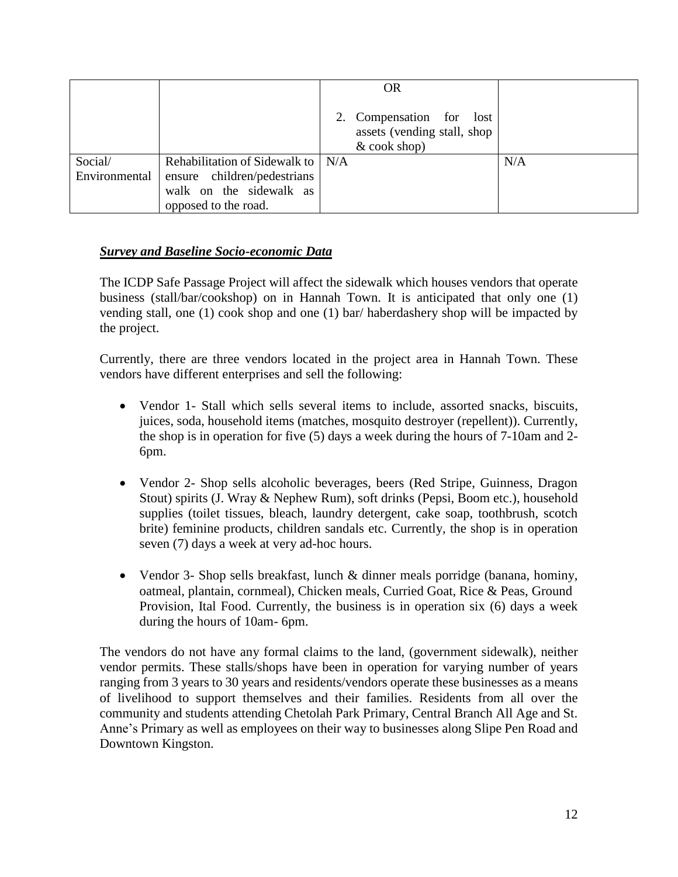| | | OR<br><br>2. Compensation for lost assets (vending stall, shop & cook shop) | |
|---|---|---|---|
| Social/ Environmental | Rehabilitation of Sidewalk to ensure children/pedestrians walk on the sidewalk as opposed to the road. | N/A | N/A |

***Survey and Baseline Socio-economic Data***

The ICDP Safe Passage Project will affect the sidewalk which houses vendors that operate business (stall/bar/cookshop) on in Hannah Town. It is anticipated that only one (1) vending stall, one (1) cook shop and one (1) bar/ haberdashery shop will be impacted by the project.

Currently, there are three vendors located in the project area in Hannah Town. These vendors have different enterprises and sell the following:

- Vendor 1- Stall which sells several items to include, assorted snacks, biscuits, juices, soda, household items (matches, mosquito destroyer (repellent)). Currently, the shop is in operation for five (5) days a week during the hours of 7-10am and 2-6pm.
- Vendor 2- Shop sells alcoholic beverages, beers (Red Stripe, Guinness, Dragon Stout) spirits (J. Wray & Nephew Rum), soft drinks (Pepsi, Boom etc.), household supplies (toilet tissues, bleach, laundry detergent, cake soap, toothbrush, scotch brite) feminine products, children sandals etc. Currently, the shop is in operation seven (7) days a week at very ad-hoc hours.
- Vendor 3- Shop sells breakfast, lunch & dinner meals porridge (banana, hominy, oatmeal, plantain, cornmeal), Chicken meals, Curried Goat, Rice & Peas, Ground Provision, Ital Food. Currently, the business is in operation six (6) days a week during the hours of 10am- 6pm.

The vendors do not have any formal claims to the land, (government sidewalk), neither vendor permits. These stalls/shops have been in operation for varying number of years ranging from 3 years to 30 years and residents/vendors operate these businesses as a means of livelihood to support themselves and their families. Residents from all over the community and students attending Chetolah Park Primary, Central Branch All Age and St. Anne's Primary as well as employees on their way to businesses along Slipe Pen Road and Downtown Kingston.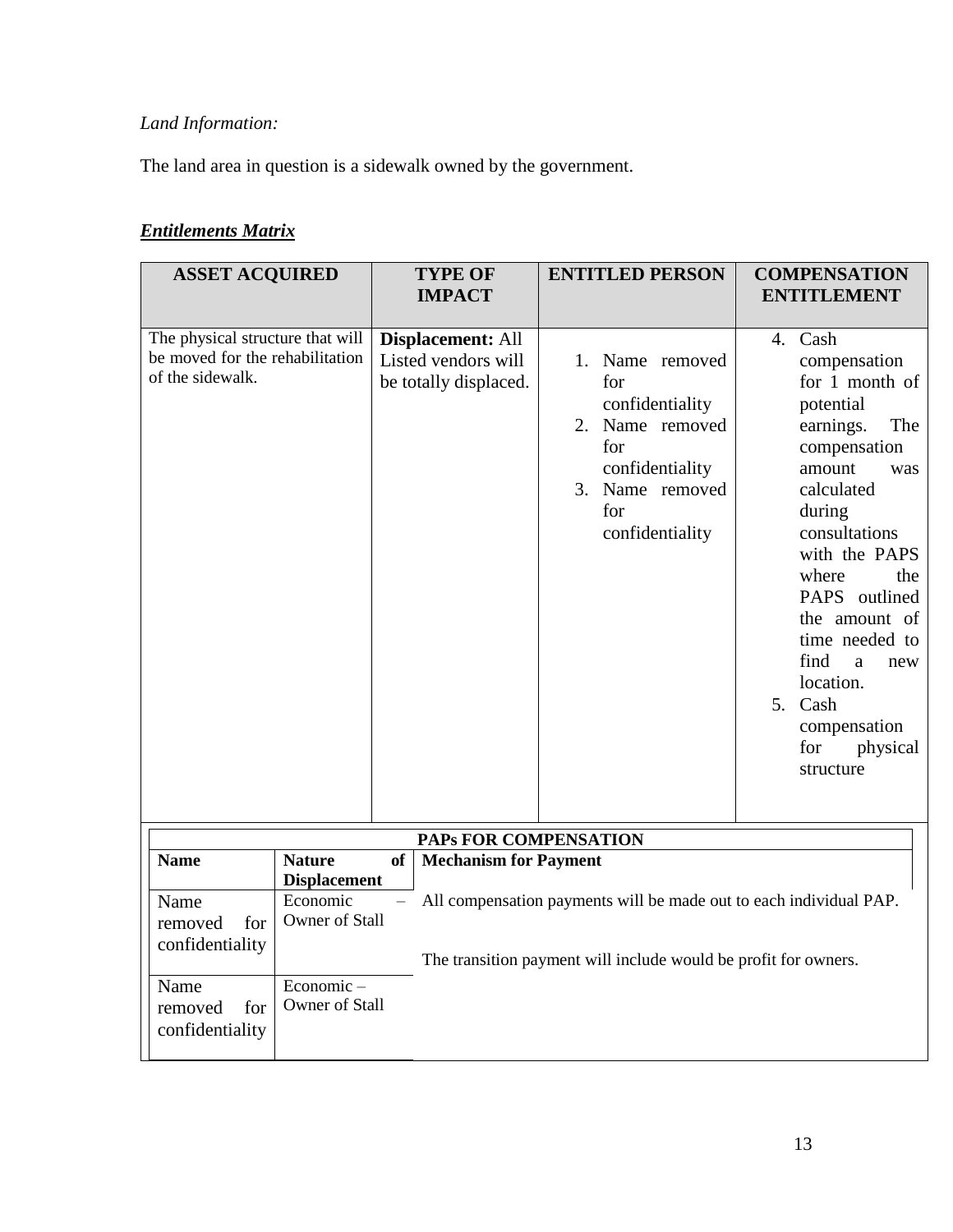*Land Information:*

The land area in question is a sidewalk owned by the government.

***Entitlements Matrix***

| ASSET ACQUIRED | TYPE OF IMPACT | ENTITLED PERSON | COMPENSATION ENTITLEMENT |
| --- | --- | --- | --- |
| The physical structure that will be moved for the rehabilitation of the sidewalk. | **Displacement:** All Listed vendors will be totally displaced. | 1. Name removed for confidentiality<br>2. Name removed for confidentiality<br>3. Name removed for confidentiality | 4. Cash compensation for 1 month of potential earnings. The compensation amount was calculated during consultations with the PAPS where the PAPS outlined the amount of time needed to find a new location.<br>5. Cash compensation for physical structure |

| PAPs FOR COMPENSATION | | |
| --- | --- | --- |
| **Name** | **Nature of Displacement** | **Mechanism for Payment** |
| Name removed for confidentiality | Economic – Owner of Stall | All compensation payments will be made out to each individual PAP.<br><br>The transition payment will include would be profit for owners. |
| Name removed for confidentiality | Economic – Owner of Stall | |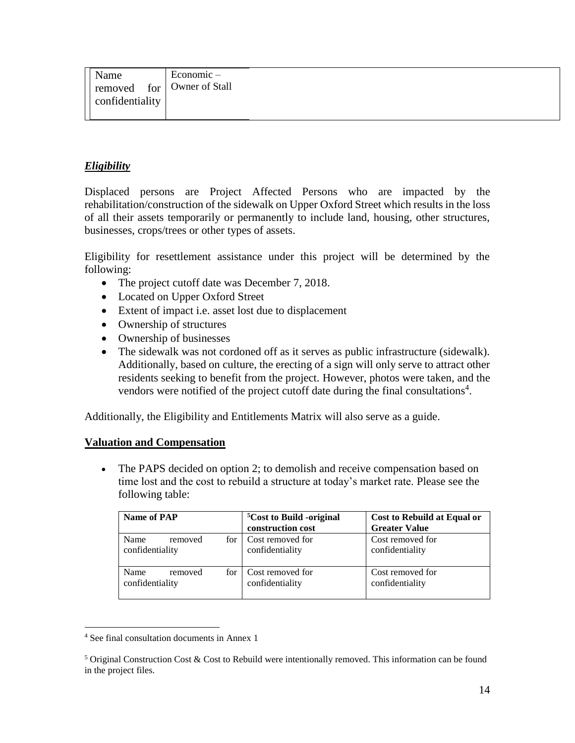| Name removed for confidentiality | Economic – Owner of Stall | |
|---|---|---|

***Eligibility***

Displaced persons are Project Affected Persons who are impacted by the rehabilitation/construction of the sidewalk on Upper Oxford Street which results in the loss of all their assets temporarily or permanently to include land, housing, other structures, businesses, crops/trees or other types of assets.

Eligibility for resettlement assistance under this project will be determined by the following:

- The project cutoff date was December 7, 2018.
- Located on Upper Oxford Street
- Extent of impact i.e. asset lost due to displacement
- Ownership of structures
- Ownership of businesses
- The sidewalk was not cordoned off as it serves as public infrastructure (sidewalk). Additionally, based on culture, the erecting of a sign will only serve to attract other residents seeking to benefit from the project. However, photos were taken, and the vendors were notified of the project cutoff date during the final consultations[4].

Additionally, the Eligibility and Entitlements Matrix will also serve as a guide.

**Valuation and Compensation**

- The PAPS decided on option 2; to demolish and receive compensation based on time lost and the cost to rebuild a structure at today's market rate. Please see the following table:

| Name of PAP | [5]Cost to Build -original construction cost | Cost to Rebuild at Equal or Greater Value |
|---|---|---|
| Name removed for confidentiality | Cost removed for confidentiality | Cost removed for confidentiality |
| Name removed for confidentiality | Cost removed for confidentiality | Cost removed for confidentiality |

[4] See final consultation documents in Annex 1

[5] Original Construction Cost & Cost to Rebuild were intentionally removed. This information can be found in the project files.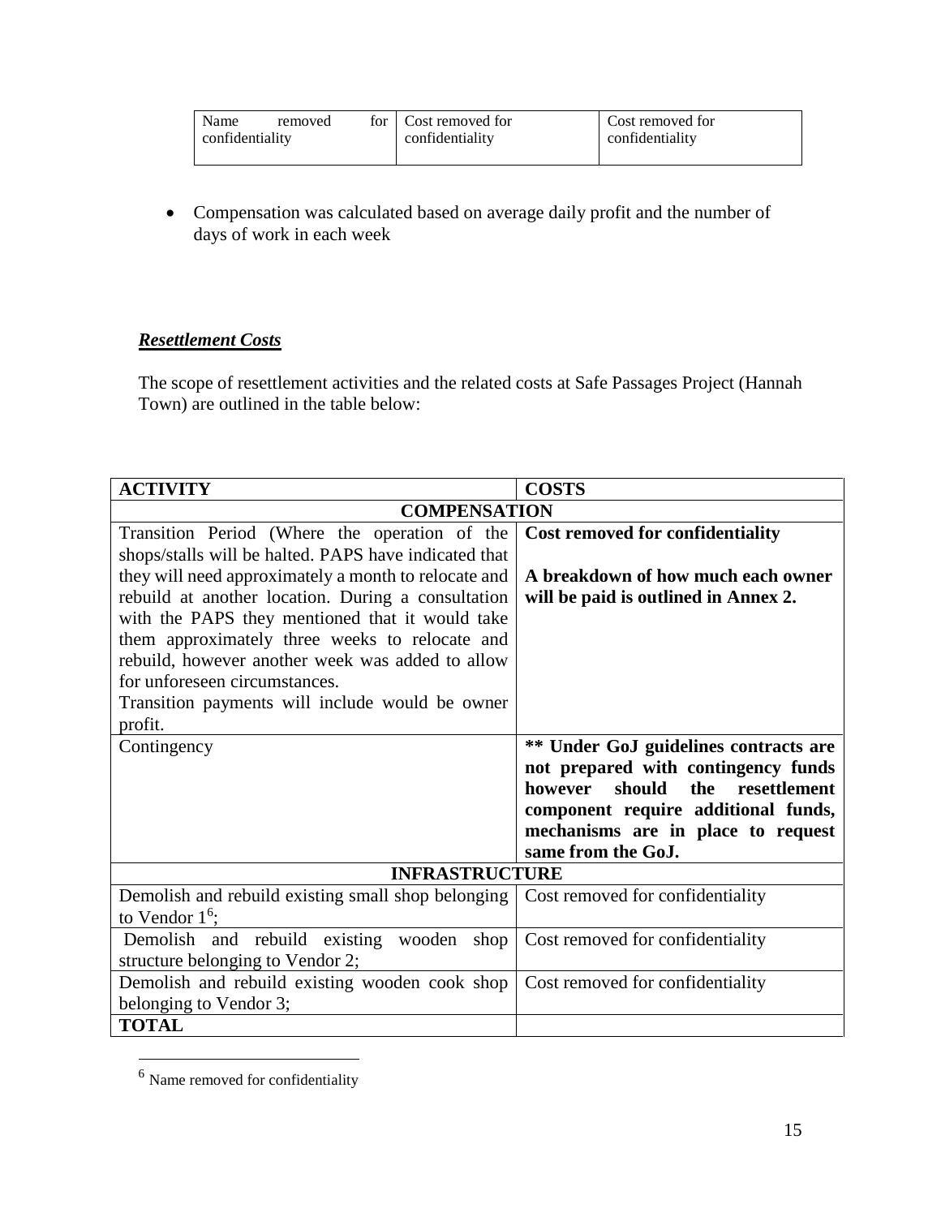| Name removed for confidentiality | Cost removed for confidentiality | Cost removed for confidentiality |
|---|---|---|

- Compensation was calculated based on average daily profit and the number of days of work in each week

***Resettlement Costs***

The scope of resettlement activities and the related costs at Safe Passages Project (Hannah Town) are outlined in the table below:

| **ACTIVITY** | **COSTS** |
|---|---|
| **COMPENSATION** | |
| Transition Period (Where the operation of the shops/stalls will be halted. PAPS have indicated that they will need approximately a month to relocate and rebuild at another location. During a consultation with the PAPS they mentioned that it would take them approximately three weeks to relocate and rebuild, however another week was added to allow for unforeseen circumstances.<br>Transition payments will include would be owner profit. | **Cost removed for confidentiality**<br><br>**A breakdown of how much each owner will be paid is outlined in Annex 2.** |
| Contingency | **\*\* Under GoJ guidelines contracts are not prepared with contingency funds however should the resettlement component require additional funds, mechanisms are in place to request same from the GoJ.** |
| **INFRASTRUCTURE** | |
| Demolish and rebuild existing small shop belonging to Vendor 1[6]; | Cost removed for confidentiality |
| Demolish and rebuild existing wooden shop structure belonging to Vendor 2; | Cost removed for confidentiality |
| Demolish and rebuild existing wooden cook shop belonging to Vendor 3; | Cost removed for confidentiality |
| **TOTAL** | |

[6] Name removed for confidentiality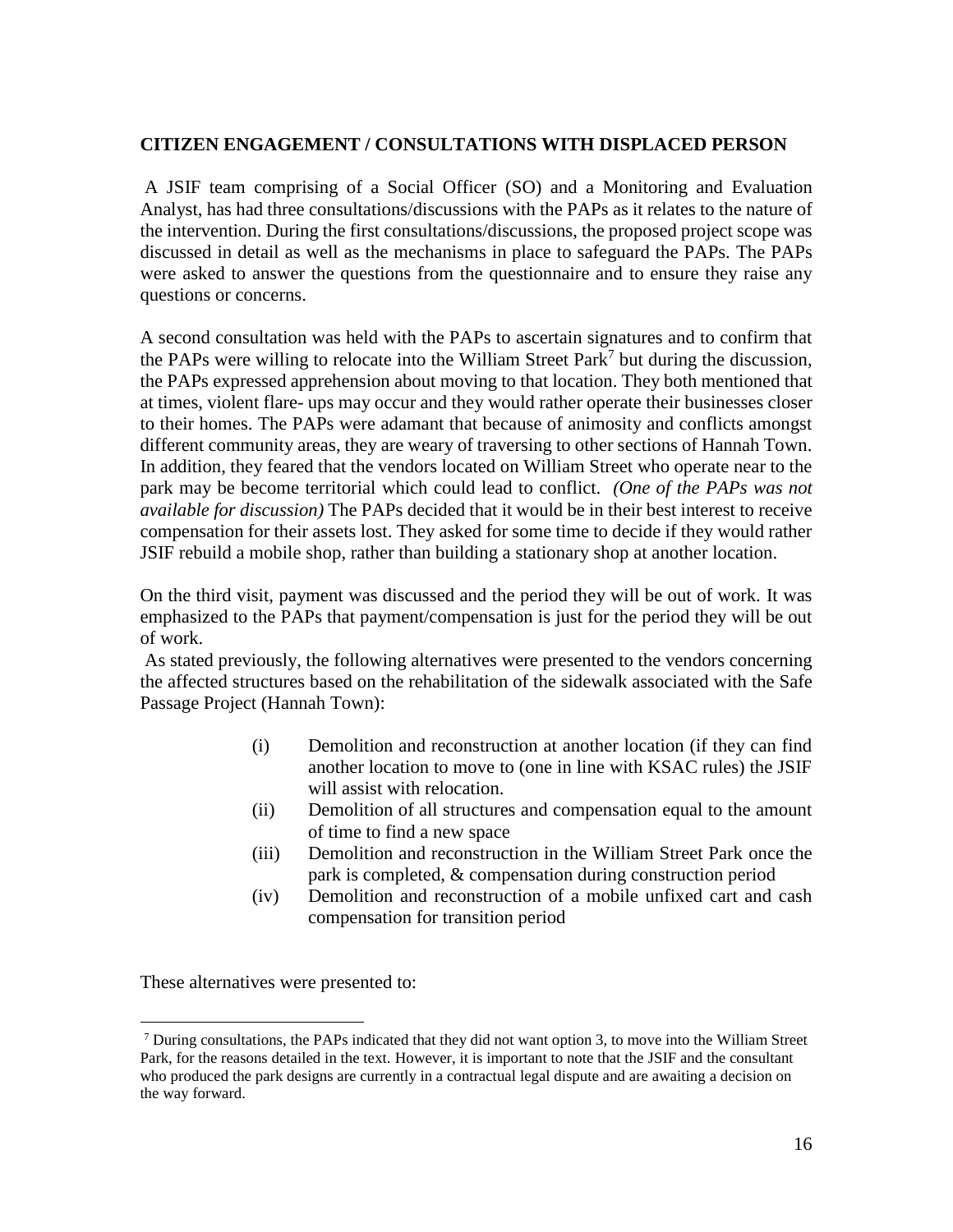**CITIZEN ENGAGEMENT / CONSULTATIONS WITH DISPLACED PERSON**

A JSIF team comprising of a Social Officer (SO) and a Monitoring and Evaluation Analyst, has had three consultations/discussions with the PAPs as it relates to the nature of the intervention. During the first consultations/discussions, the proposed project scope was discussed in detail as well as the mechanisms in place to safeguard the PAPs. The PAPs were asked to answer the questions from the questionnaire and to ensure they raise any questions or concerns.

A second consultation was held with the PAPs to ascertain signatures and to confirm that the PAPs were willing to relocate into the William Street Park[7] but during the discussion, the PAPs expressed apprehension about moving to that location. They both mentioned that at times, violent flare- ups may occur and they would rather operate their businesses closer to their homes. The PAPs were adamant that because of animosity and conflicts amongst different community areas, they are weary of traversing to other sections of Hannah Town. In addition, they feared that the vendors located on William Street who operate near to the park may be become territorial which could lead to conflict. *(One of the PAPs was not available for discussion)* The PAPs decided that it would be in their best interest to receive compensation for their assets lost. They asked for some time to decide if they would rather JSIF rebuild a mobile shop, rather than building a stationary shop at another location.

On the third visit, payment was discussed and the period they will be out of work. It was emphasized to the PAPs that payment/compensation is just for the period they will be out of work.

As stated previously, the following alternatives were presented to the vendors concerning the affected structures based on the rehabilitation of the sidewalk associated with the Safe Passage Project (Hannah Town):

(i) Demolition and reconstruction at another location (if they can find another location to move to (one in line with KSAC rules) the JSIF will assist with relocation.
(ii) Demolition of all structures and compensation equal to the amount of time to find a new space
(iii) Demolition and reconstruction in the William Street Park once the park is completed, & compensation during construction period
(iv) Demolition and reconstruction of a mobile unfixed cart and cash compensation for transition period

These alternatives were presented to:

[7] During consultations, the PAPs indicated that they did not want option 3, to move into the William Street Park, for the reasons detailed in the text. However, it is important to note that the JSIF and the consultant who produced the park designs are currently in a contractual legal dispute and are awaiting a decision on the way forward.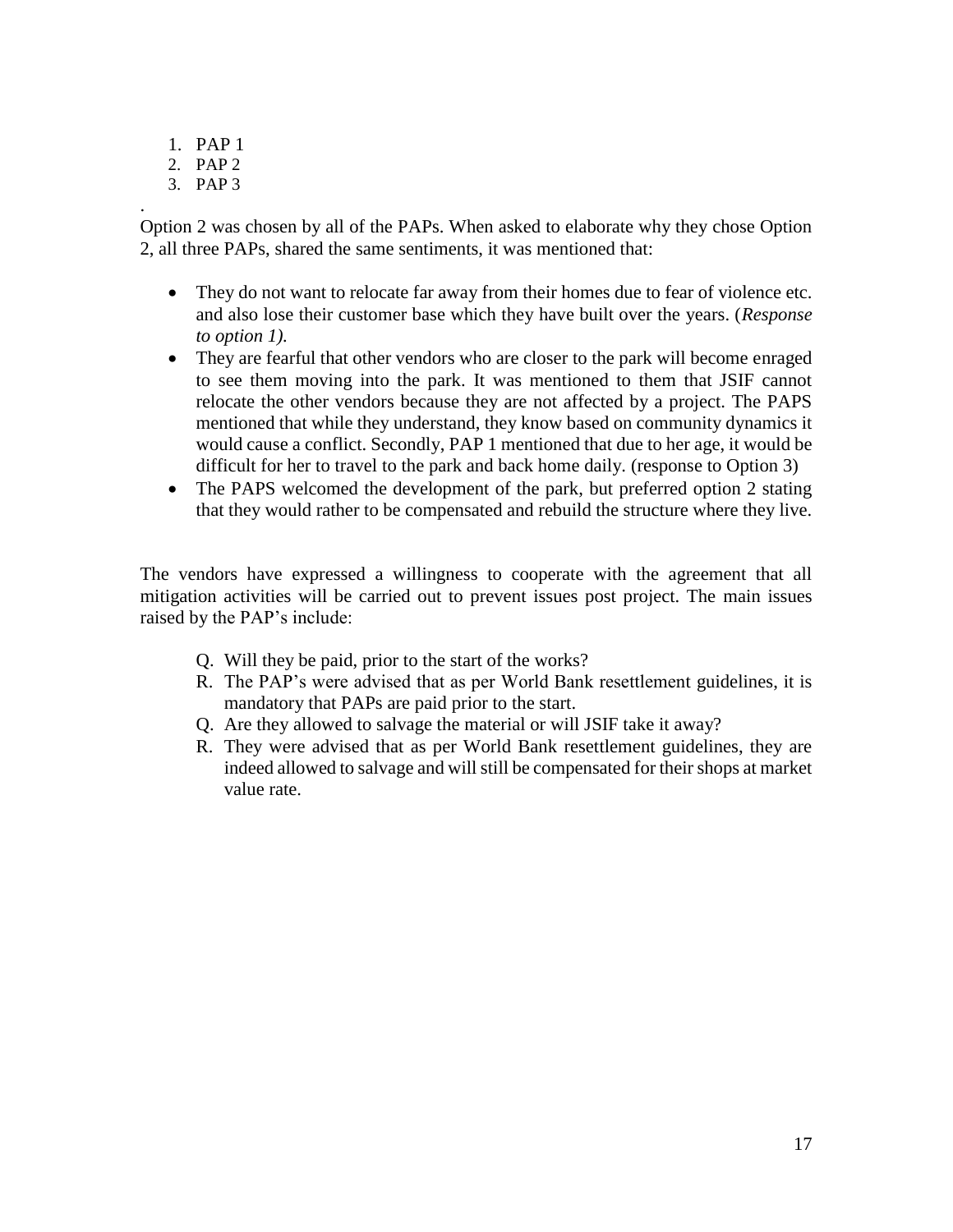1. PAP 1
2. PAP 2
3. PAP 3

.
Option 2 was chosen by all of the PAPs. When asked to elaborate why they chose Option 2, all three PAPs, shared the same sentiments, it was mentioned that:

- They do not want to relocate far away from their homes due to fear of violence etc. and also lose their customer base which they have built over the years. (*Response to option 1).*
- They are fearful that other vendors who are closer to the park will become enraged to see them moving into the park. It was mentioned to them that JSIF cannot relocate the other vendors because they are not affected by a project. The PAPS mentioned that while they understand, they know based on community dynamics it would cause a conflict. Secondly, PAP 1 mentioned that due to her age, it would be difficult for her to travel to the park and back home daily. (response to Option 3)
- The PAPS welcomed the development of the park, but preferred option 2 stating that they would rather to be compensated and rebuild the structure where they live.

The vendors have expressed a willingness to cooperate with the agreement that all mitigation activities will be carried out to prevent issues post project. The main issues raised by the PAP's include:

Q. Will they be paid, prior to the start of the works?
R. The PAP's were advised that as per World Bank resettlement guidelines, it is mandatory that PAPs are paid prior to the start.
Q. Are they allowed to salvage the material or will JSIF take it away?
R. They were advised that as per World Bank resettlement guidelines, they are indeed allowed to salvage and will still be compensated for their shops at market value rate.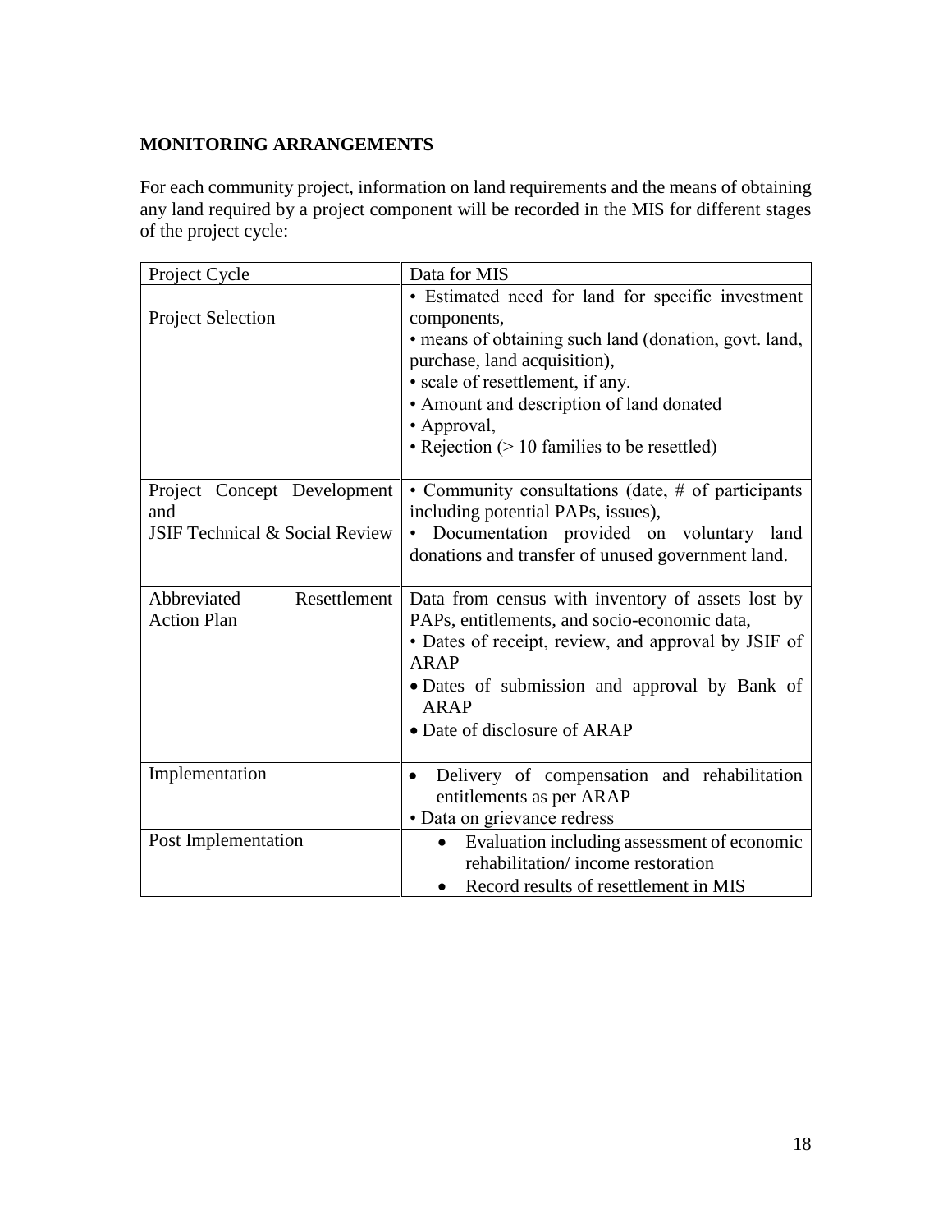## MONITORING ARRANGEMENTS

For each community project, information on land requirements and the means of obtaining any land required by a project component will be recorded in the MIS for different stages of the project cycle:

| Project Cycle | Data for MIS |
|---|---|
| Project Selection | • Estimated need for land for specific investment components,<br>• means of obtaining such land (donation, govt. land, purchase, land acquisition),<br>• scale of resettlement, if any.<br>• Amount and description of land donated<br>• Approval,<br>• Rejection (> 10 families to be resettled) |
| Project Concept Development and JSIF Technical & Social Review | • Community consultations (date, # of participants including potential PAPs, issues),<br>• Documentation provided on voluntary land donations and transfer of unused government land. |
| Abbreviated Resettlement Action Plan | Data from census with inventory of assets lost by PAPs, entitlements, and socio-economic data,<br>• Dates of receipt, review, and approval by JSIF of ARAP<br>• Dates of submission and approval by Bank of ARAP<br>• Date of disclosure of ARAP |
| Implementation | • Delivery of compensation and rehabilitation entitlements as per ARAP<br>• Data on grievance redress |
| Post Implementation | • Evaluation including assessment of economic rehabilitation/ income restoration<br>• Record results of resettlement in MIS |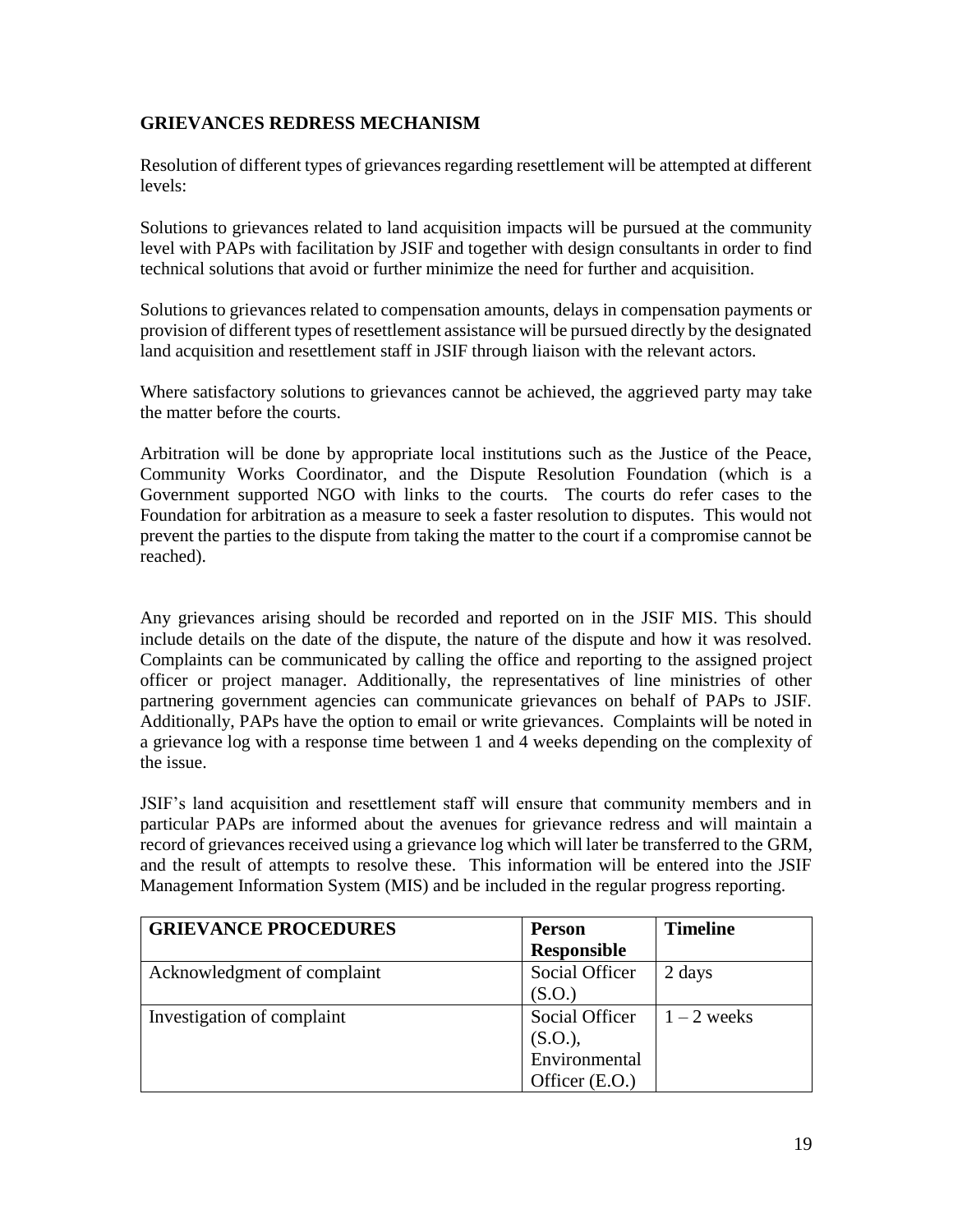## GRIEVANCES REDRESS MECHANISM

Resolution of different types of grievances regarding resettlement will be attempted at different levels:

Solutions to grievances related to land acquisition impacts will be pursued at the community level with PAPs with facilitation by JSIF and together with design consultants in order to find technical solutions that avoid or further minimize the need for further and acquisition.

Solutions to grievances related to compensation amounts, delays in compensation payments or provision of different types of resettlement assistance will be pursued directly by the designated land acquisition and resettlement staff in JSIF through liaison with the relevant actors.

Where satisfactory solutions to grievances cannot be achieved, the aggrieved party may take the matter before the courts.

Arbitration will be done by appropriate local institutions such as the Justice of the Peace, Community Works Coordinator, and the Dispute Resolution Foundation (which is a Government supported NGO with links to the courts. The courts do refer cases to the Foundation for arbitration as a measure to seek a faster resolution to disputes. This would not prevent the parties to the dispute from taking the matter to the court if a compromise cannot be reached).

Any grievances arising should be recorded and reported on in the JSIF MIS. This should include details on the date of the dispute, the nature of the dispute and how it was resolved. Complaints can be communicated by calling the office and reporting to the assigned project officer or project manager. Additionally, the representatives of line ministries of other partnering government agencies can communicate grievances on behalf of PAPs to JSIF. Additionally, PAPs have the option to email or write grievances. Complaints will be noted in a grievance log with a response time between 1 and 4 weeks depending on the complexity of the issue.

JSIF's land acquisition and resettlement staff will ensure that community members and in particular PAPs are informed about the avenues for grievance redress and will maintain a record of grievances received using a grievance log which will later be transferred to the GRM, and the result of attempts to resolve these. This information will be entered into the JSIF Management Information System (MIS) and be included in the regular progress reporting.

| GRIEVANCE PROCEDURES | Person Responsible | Timeline |
|---|---|---|
| Acknowledgment of complaint | Social Officer (S.O.) | 2 days |
| Investigation of complaint | Social Officer (S.O.), Environmental Officer (E.O.) | 1 – 2 weeks |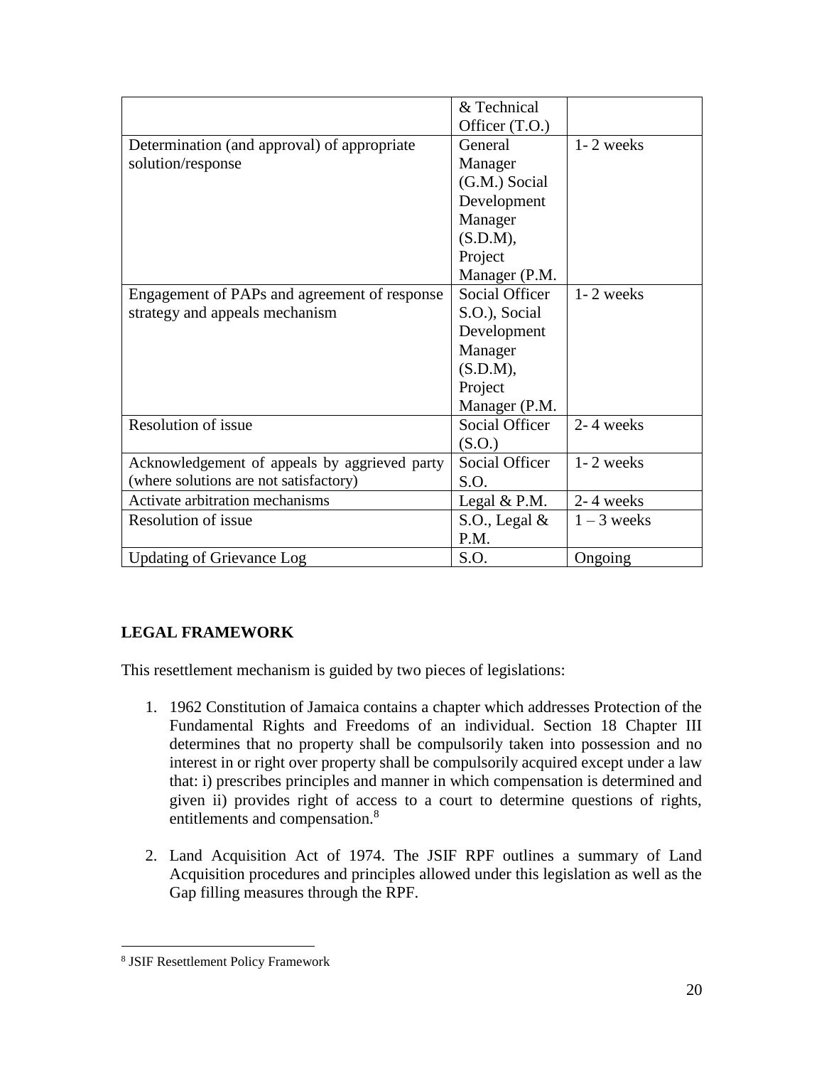| | & Technical Officer (T.O.) | |
|---|---|---|
| Determination (and approval) of appropriate solution/response | General Manager (G.M.) Social Development Manager (S.D.M), Project Manager (P.M. | 1- 2 weeks |
| Engagement of PAPs and agreement of response strategy and appeals mechanism | Social Officer S.O.), Social Development Manager (S.D.M), Project Manager (P.M. | 1- 2 weeks |
| Resolution of issue | Social Officer (S.O.) | 2- 4 weeks |
| Acknowledgement of appeals by aggrieved party (where solutions are not satisfactory) | Social Officer S.O. | 1- 2 weeks |
| Activate arbitration mechanisms | Legal & P.M. | 2- 4 weeks |
| Resolution of issue | S.O., Legal & P.M. | 1 – 3 weeks |
| Updating of Grievance Log | S.O. | Ongoing |

**LEGAL FRAMEWORK**

This resettlement mechanism is guided by two pieces of legislations:

1. 1962 Constitution of Jamaica contains a chapter which addresses Protection of the Fundamental Rights and Freedoms of an individual. Section 18 Chapter III determines that no property shall be compulsorily taken into possession and no interest in or right over property shall be compulsorily acquired except under a law that: i) prescribes principles and manner in which compensation is determined and given ii) provides right of access to a court to determine questions of rights, entitlements and compensation.[8]

2. Land Acquisition Act of 1974. The JSIF RPF outlines a summary of Land Acquisition procedures and principles allowed under this legislation as well as the Gap filling measures through the RPF.

[8] JSIF Resettlement Policy Framework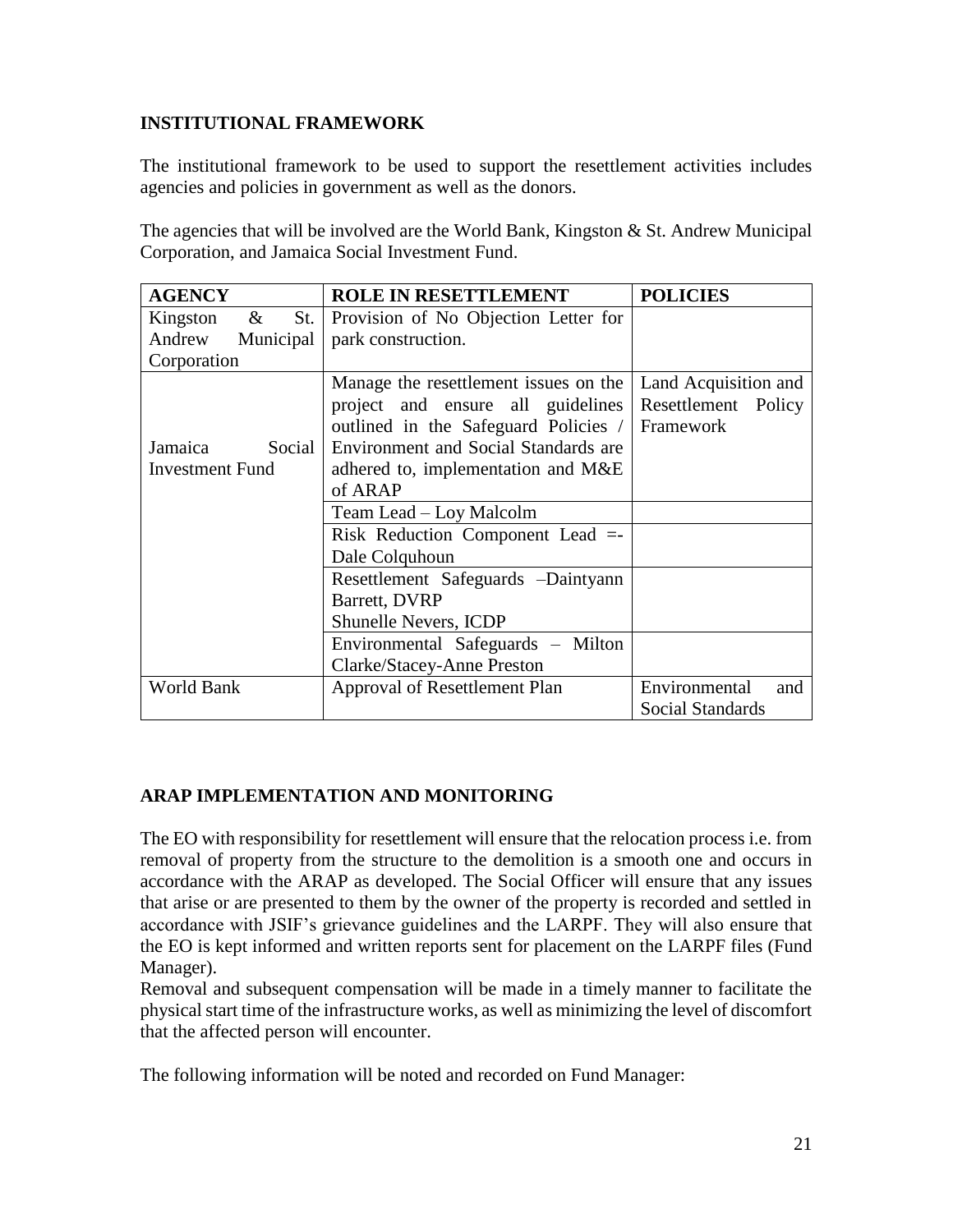## INSTITUTIONAL FRAMEWORK

The institutional framework to be used to support the resettlement activities includes agencies and policies in government as well as the donors.

The agencies that will be involved are the World Bank, Kingston & St. Andrew Municipal Corporation, and Jamaica Social Investment Fund.

| AGENCY | ROLE IN RESETTLEMENT | POLICIES |
|---|---|---|
| Kingston & St. Andrew Municipal Corporation | Provision of No Objection Letter for park construction. | |
| Jamaica Social Investment Fund | Manage the resettlement issues on the project and ensure all guidelines outlined in the Safeguard Policies / Environment and Social Standards are adhered to, implementation and M&E of ARAP | Land Acquisition and Resettlement Policy Framework |
| | Team Lead – Loy Malcolm | |
| | Risk Reduction Component Lead =- Dale Colquhoun | |
| | Resettlement Safeguards –Daintyann Barrett, DVRP<br>Shunelle Nevers, ICDP | |
| | Environmental Safeguards – Milton Clarke/Stacey-Anne Preston | |
| World Bank | Approval of Resettlement Plan | Environmental and Social Standards |

## ARAP IMPLEMENTATION AND MONITORING

The EO with responsibility for resettlement will ensure that the relocation process i.e. from removal of property from the structure to the demolition is a smooth one and occurs in accordance with the ARAP as developed. The Social Officer will ensure that any issues that arise or are presented to them by the owner of the property is recorded and settled in accordance with JSIF's grievance guidelines and the LARPF. They will also ensure that the EO is kept informed and written reports sent for placement on the LARPF files (Fund Manager).

Removal and subsequent compensation will be made in a timely manner to facilitate the physical start time of the infrastructure works, as well as minimizing the level of discomfort that the affected person will encounter.

The following information will be noted and recorded on Fund Manager: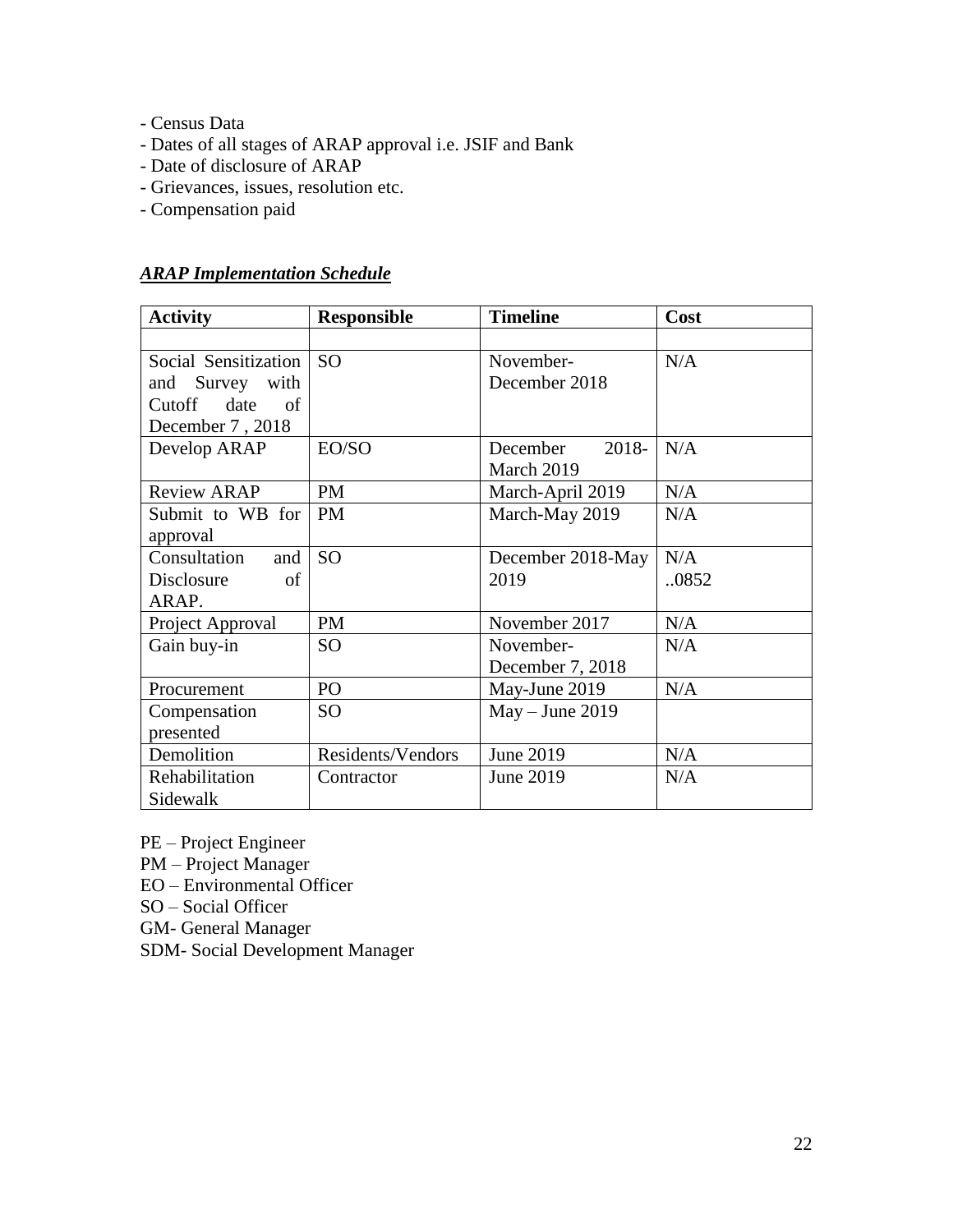- Census Data
- Dates of all stages of ARAP approval i.e. JSIF and Bank
- Date of disclosure of ARAP
- Grievances, issues, resolution etc.
- Compensation paid

***ARAP Implementation Schedule***

| Activity | Responsible | Timeline | Cost |
|---|---|---|---|
| | | | |
| Social Sensitization and Survey with Cutoff date of December 7 , 2018 | SO | November-December 2018 | N/A |
| Develop ARAP | EO/SO | December 2018-March 2019 | N/A |
| Review ARAP | PM | March-April 2019 | N/A |
| Submit to WB for approval | PM | March-May 2019 | N/A |
| Consultation and Disclosure of ARAP. | SO | December 2018-May 2019 | N/A ..0852 |
| Project Approval | PM | November 2017 | N/A |
| Gain buy-in | SO | November-December 7, 2018 | N/A |
| Procurement | PO | May-June 2019 | N/A |
| Compensation presented | SO | May – June 2019 | |
| Demolition | Residents/Vendors | June 2019 | N/A |
| Rehabilitation Sidewalk | Contractor | June 2019 | N/A |

PE – Project Engineer
PM – Project Manager
EO – Environmental Officer
SO – Social Officer
GM- General Manager
SDM- Social Development Manager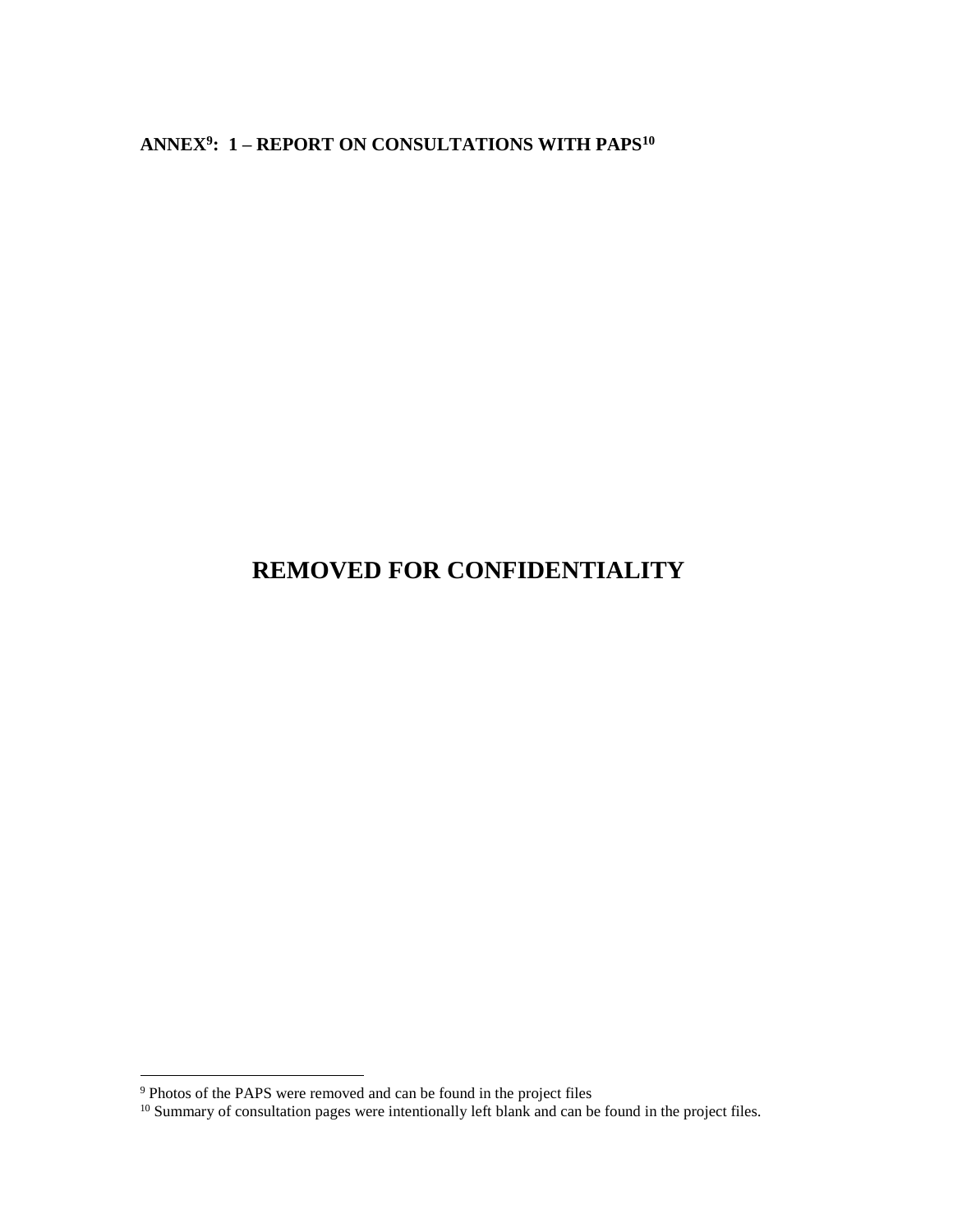**ANNEX[9]: 1 – REPORT ON CONSULTATIONS WITH PAPS[10]**

# REMOVED FOR CONFIDENTIALITY

[9] Photos of the PAPS were removed and can be found in the project files

[10] Summary of consultation pages were intentionally left blank and can be found in the project files.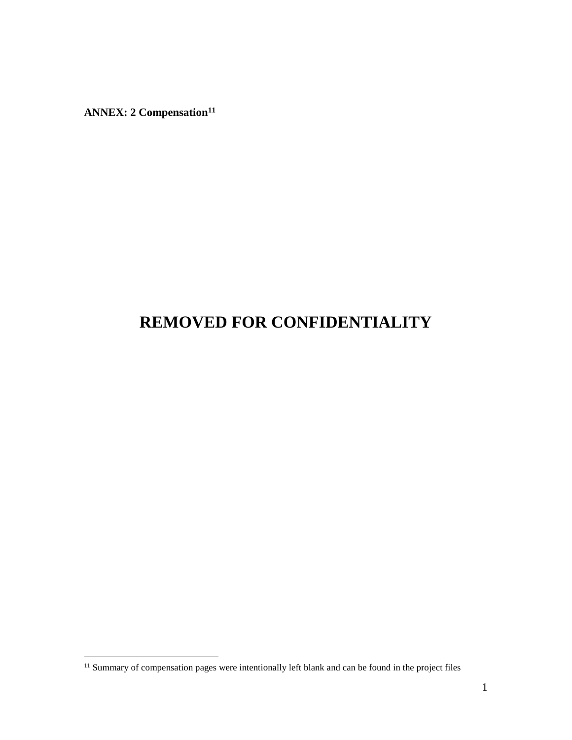**ANNEX: 2 Compensation[11]**

# REMOVED FOR CONFIDENTIALITY

[11] Summary of compensation pages were intentionally left blank and can be found in the project files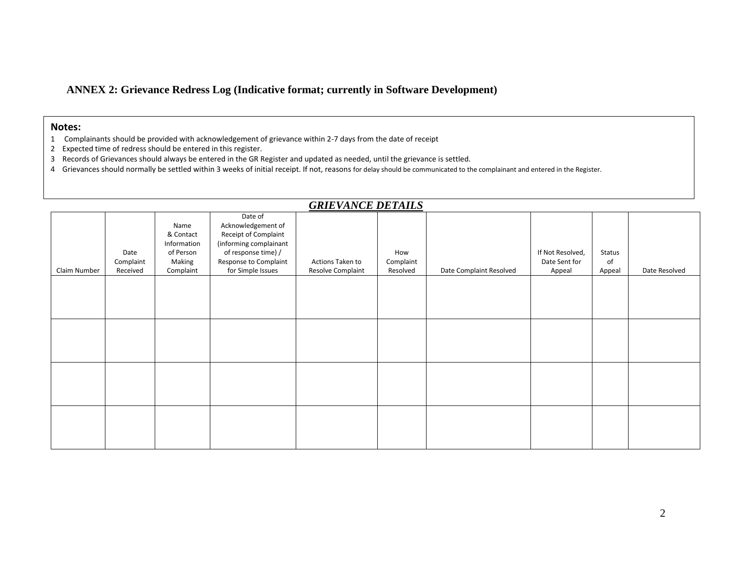## ANNEX 2: Grievance Redress Log (Indicative format; currently in Software Development)

**Notes:**

1. Complainants should be provided with acknowledgement of grievance within 2-7 days from the date of receipt
2. Expected time of redress should be entered in this register.
3. Records of Grievances should always be entered in the GR Register and updated as needed, until the grievance is settled.
4. Grievances should normally be settled within 3 weeks of initial receipt. If not, reasons for delay should be communicated to the complainant and entered in the Register.

***GRIEVANCE DETAILS***

| Claim Number | Date Complaint Received | Name & Contact Information of Person Making Complaint | Date of Acknowledgement of Receipt of Complaint (informing complainant of response time) / Response to Complaint for Simple Issues | Actions Taken to Resolve Complaint | How Complaint Resolved | Date Complaint Resolved | If Not Resolved, Date Sent for Appeal | Status of Appeal | Date Resolved |
|---|---|---|---|---|---|---|---|---|---|
| | | | | | | | | | |
| | | | | | | | | | |
| | | | | | | | | | |
| | | | | | | | | | |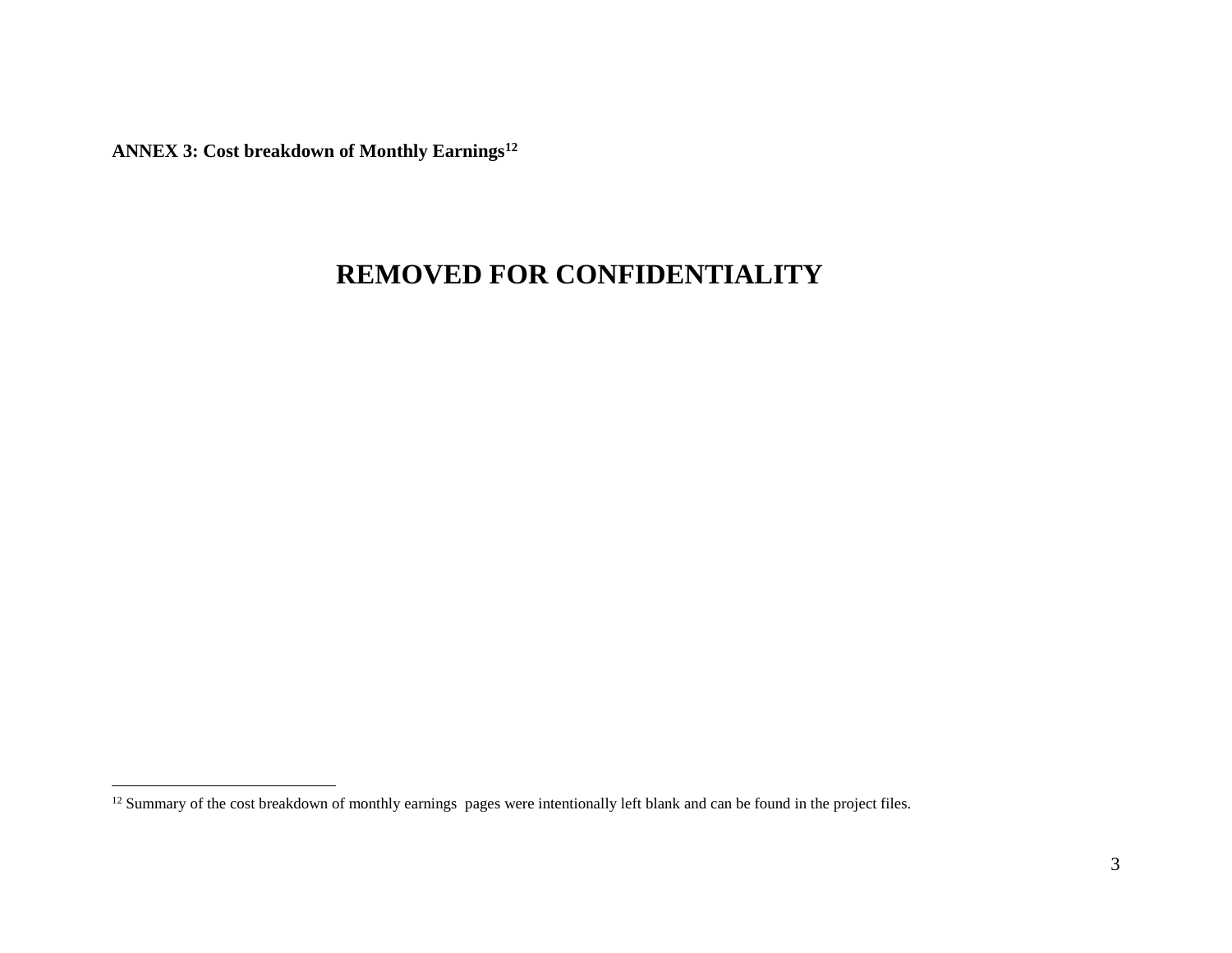**ANNEX 3: Cost breakdown of Monthly Earnings[12]**

**REMOVED FOR CONFIDENTIALITY**

[12] Summary of the cost breakdown of monthly earnings pages were intentionally left blank and can be found in the project files.